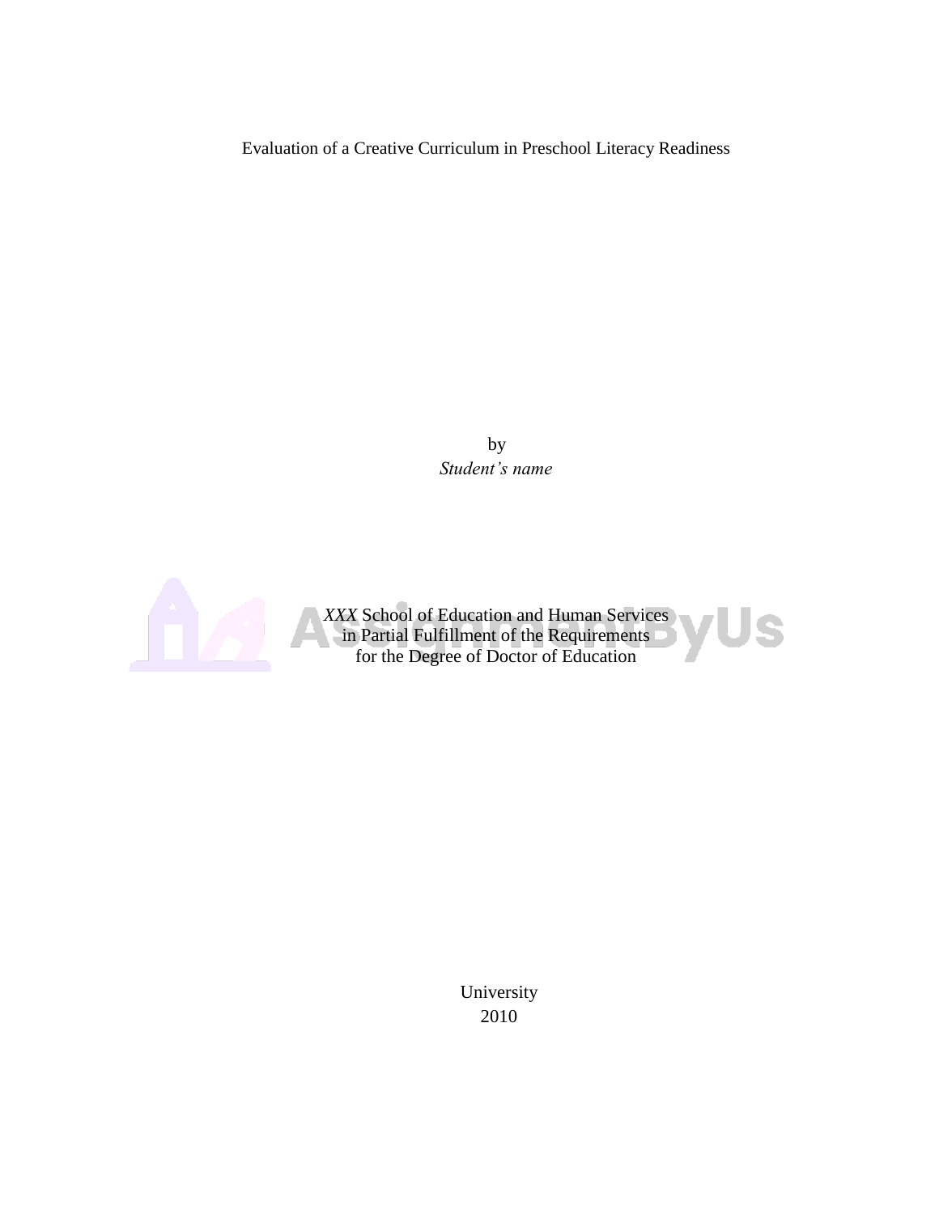Evaluation of a Creative Curriculum in Preschool Literacy Readiness

by
*Student's name*

*XXX* School of Education and Human Services
in Partial Fulfillment of the Requirements
for the Degree of Doctor of Education

University
2010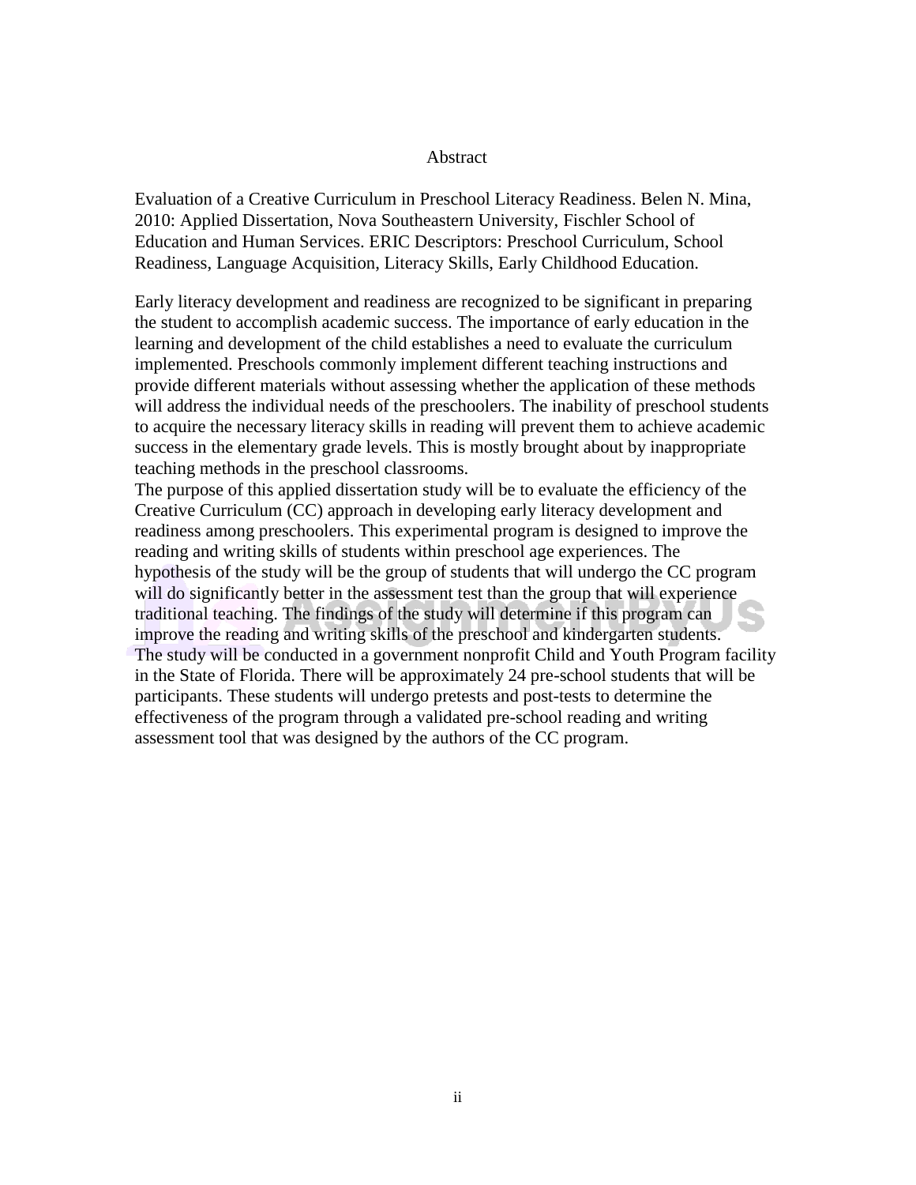# Abstract

Evaluation of a Creative Curriculum in Preschool Literacy Readiness. Belen N. Mina, 2010: Applied Dissertation, Nova Southeastern University, Fischler School of Education and Human Services. ERIC Descriptors: Preschool Curriculum, School Readiness, Language Acquisition, Literacy Skills, Early Childhood Education.

Early literacy development and readiness are recognized to be significant in preparing the student to accomplish academic success. The importance of early education in the learning and development of the child establishes a need to evaluate the curriculum implemented. Preschools commonly implement different teaching instructions and provide different materials without assessing whether the application of these methods will address the individual needs of the preschoolers. The inability of preschool students to acquire the necessary literacy skills in reading will prevent them to achieve academic success in the elementary grade levels. This is mostly brought about by inappropriate teaching methods in the preschool classrooms.

The purpose of this applied dissertation study will be to evaluate the efficiency of the Creative Curriculum (CC) approach in developing early literacy development and readiness among preschoolers. This experimental program is designed to improve the reading and writing skills of students within preschool age experiences. The hypothesis of the study will be the group of students that will undergo the CC program will do significantly better in the assessment test than the group that will experience traditional teaching. The findings of the study will determine if this program can improve the reading and writing skills of the preschool and kindergarten students.

The study will be conducted in a government nonprofit Child and Youth Program facility in the State of Florida. There will be approximately 24 pre-school students that will be participants. These students will undergo pretests and post-tests to determine the effectiveness of the program through a validated pre-school reading and writing assessment tool that was designed by the authors of the CC program.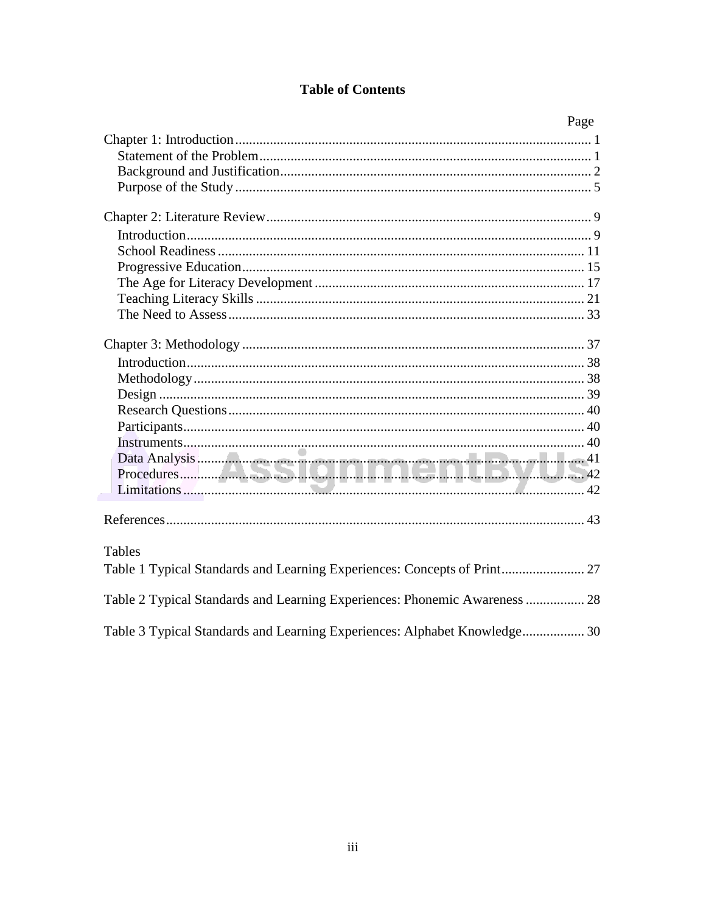# Table of Contents

| | Page |
|---|---|
| Chapter 1: Introduction | 1 |
| Statement of the Problem | 1 |
| Background and Justification | 2 |
| Purpose of the Study | 5 |
| Chapter 2: Literature Review | 9 |
| Introduction | 9 |
| School Readiness | 11 |
| Progressive Education | 15 |
| The Age for Literacy Development | 17 |
| Teaching Literacy Skills | 21 |
| The Need to Assess | 33 |
| Chapter 3: Methodology | 37 |
| Introduction | 38 |
| Methodology | 38 |
| Design | 39 |
| Research Questions | 40 |
| Participants | 40 |
| Instruments | 40 |
| Data Analysis | 41 |
| Procedures | 42 |
| Limitations | 42 |
| References | 43 |

Tables

| | |
|---|---|
| Table 1 Typical Standards and Learning Experiences: Concepts of Print | 27 |
| Table 2 Typical Standards and Learning Experiences: Phonemic Awareness | 28 |
| Table 3 Typical Standards and Learning Experiences: Alphabet Knowledge | 30 |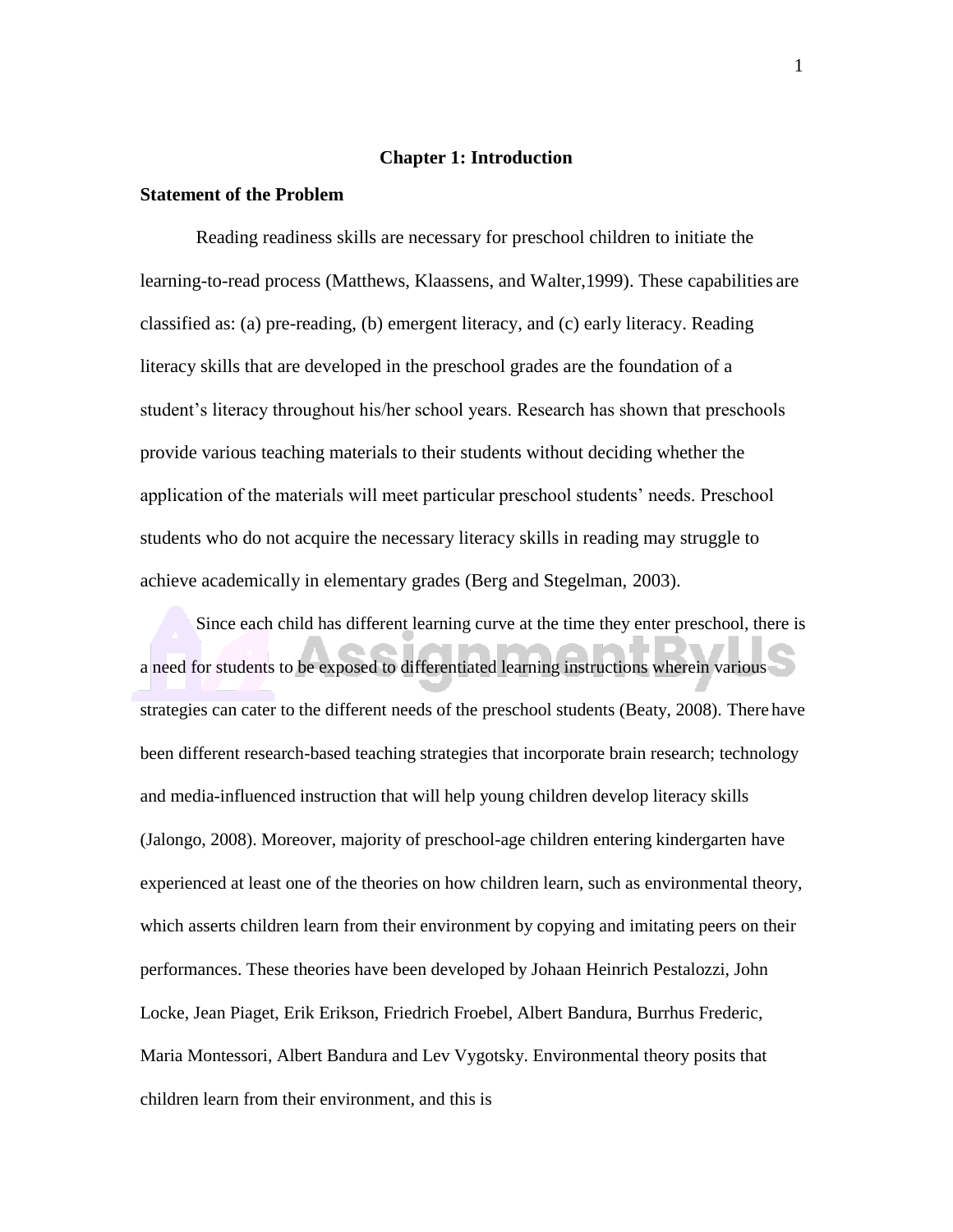# Chapter 1: Introduction

## Statement of the Problem

Reading readiness skills are necessary for preschool children to initiate the learning-to-read process (Matthews, Klaassens, and Walter,1999). These capabilities are classified as: (a) pre-reading, (b) emergent literacy, and (c) early literacy. Reading literacy skills that are developed in the preschool grades are the foundation of a student's literacy throughout his/her school years. Research has shown that preschools provide various teaching materials to their students without deciding whether the application of the materials will meet particular preschool students' needs. Preschool students who do not acquire the necessary literacy skills in reading may struggle to achieve academically in elementary grades (Berg and Stegelman, 2003).

Since each child has different learning curve at the time they enter preschool, there is a need for students to be exposed to differentiated learning instructions wherein various strategies can cater to the different needs of the preschool students (Beaty, 2008). There have been different research-based teaching strategies that incorporate brain research; technology and media-influenced instruction that will help young children develop literacy skills (Jalongo, 2008). Moreover, majority of preschool-age children entering kindergarten have experienced at least one of the theories on how children learn, such as environmental theory, which asserts children learn from their environment by copying and imitating peers on their performances. These theories have been developed by Johaan Heinrich Pestalozzi, John Locke, Jean Piaget, Erik Erikson, Friedrich Froebel, Albert Bandura, Burrhus Frederic, Maria Montessori, Albert Bandura and Lev Vygotsky. Environmental theory posits that children learn from their environment, and this is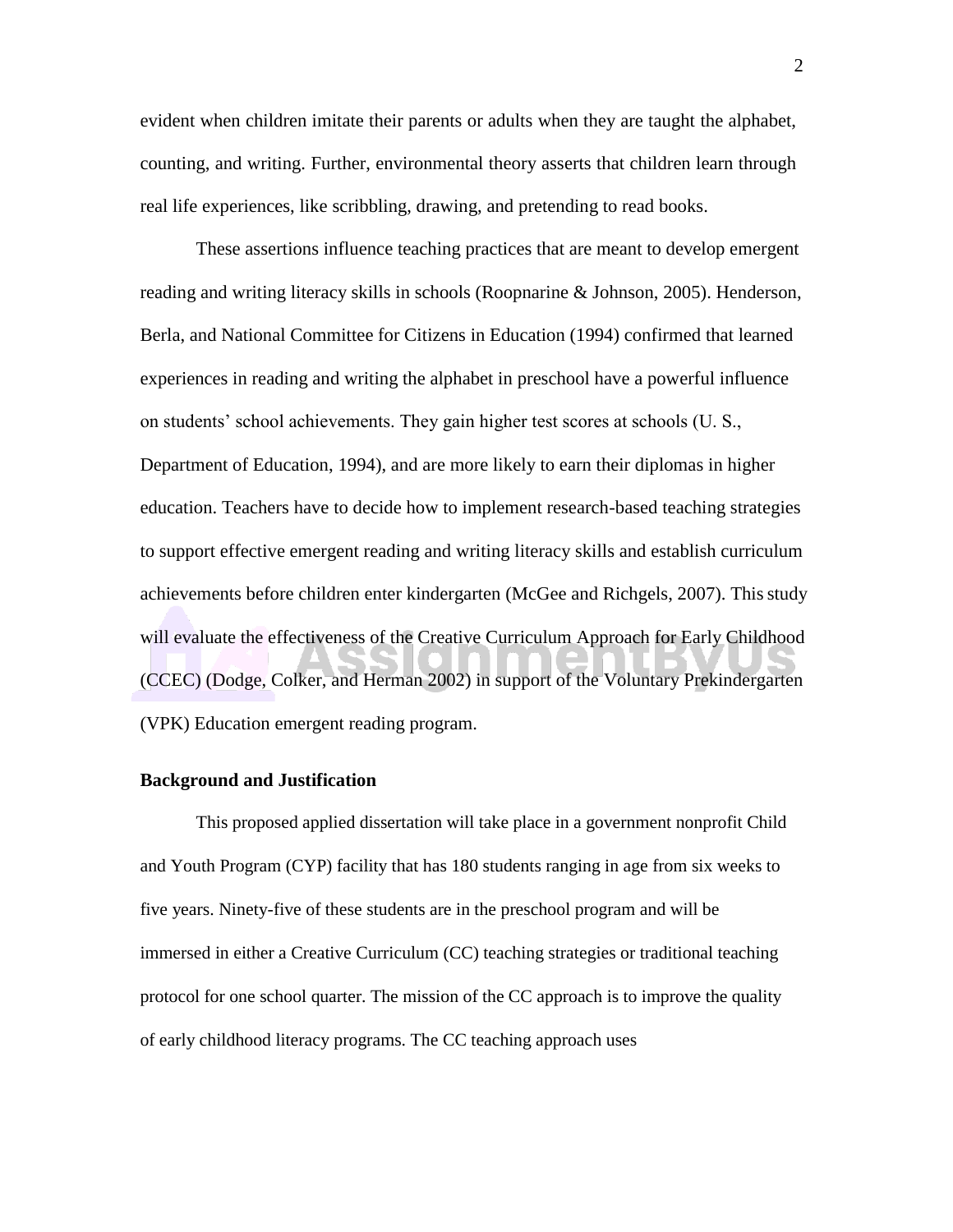evident when children imitate their parents or adults when they are taught the alphabet, counting, and writing. Further, environmental theory asserts that children learn through real life experiences, like scribbling, drawing, and pretending to read books.

These assertions influence teaching practices that are meant to develop emergent reading and writing literacy skills in schools (Roopnarine & Johnson, 2005). Henderson, Berla, and National Committee for Citizens in Education (1994) confirmed that learned experiences in reading and writing the alphabet in preschool have a powerful influence on students' school achievements. They gain higher test scores at schools (U. S., Department of Education, 1994), and are more likely to earn their diplomas in higher education. Teachers have to decide how to implement research-based teaching strategies to support effective emergent reading and writing literacy skills and establish curriculum achievements before children enter kindergarten (McGee and Richgels, 2007). This study will evaluate the effectiveness of the Creative Curriculum Approach for Early Childhood (CCEC) (Dodge, Colker, and Herman 2002) in support of the Voluntary Prekindergarten (VPK) Education emergent reading program.

**Background and Justification**

This proposed applied dissertation will take place in a government nonprofit Child and Youth Program (CYP) facility that has 180 students ranging in age from six weeks to five years. Ninety-five of these students are in the preschool program and will be immersed in either a Creative Curriculum (CC) teaching strategies or traditional teaching protocol for one school quarter. The mission of the CC approach is to improve the quality of early childhood literacy programs. The CC teaching approach uses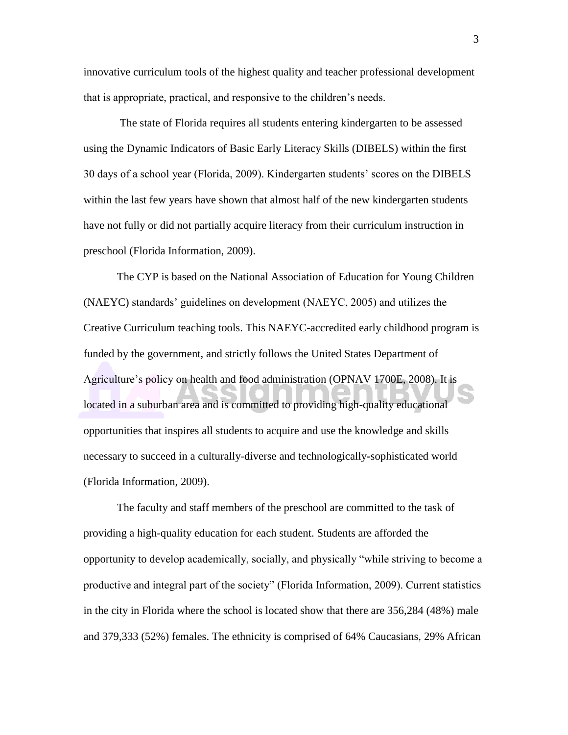innovative curriculum tools of the highest quality and teacher professional development that is appropriate, practical, and responsive to the children's needs.

The state of Florida requires all students entering kindergarten to be assessed using the Dynamic Indicators of Basic Early Literacy Skills (DIBELS) within the first 30 days of a school year (Florida, 2009). Kindergarten students' scores on the DIBELS within the last few years have shown that almost half of the new kindergarten students have not fully or did not partially acquire literacy from their curriculum instruction in preschool (Florida Information, 2009).

The CYP is based on the National Association of Education for Young Children (NAEYC) standards' guidelines on development (NAEYC, 2005) and utilizes the Creative Curriculum teaching tools. This NAEYC-accredited early childhood program is funded by the government, and strictly follows the United States Department of Agriculture's policy on health and food administration (OPNAV 1700E, 2008). It is located in a suburban area and is committed to providing high-quality educational opportunities that inspires all students to acquire and use the knowledge and skills necessary to succeed in a culturally-diverse and technologically-sophisticated world (Florida Information, 2009).

The faculty and staff members of the preschool are committed to the task of providing a high-quality education for each student. Students are afforded the opportunity to develop academically, socially, and physically "while striving to become a productive and integral part of the society" (Florida Information, 2009). Current statistics in the city in Florida where the school is located show that there are 356,284 (48%) male and 379,333 (52%) females. The ethnicity is comprised of 64% Caucasians, 29% African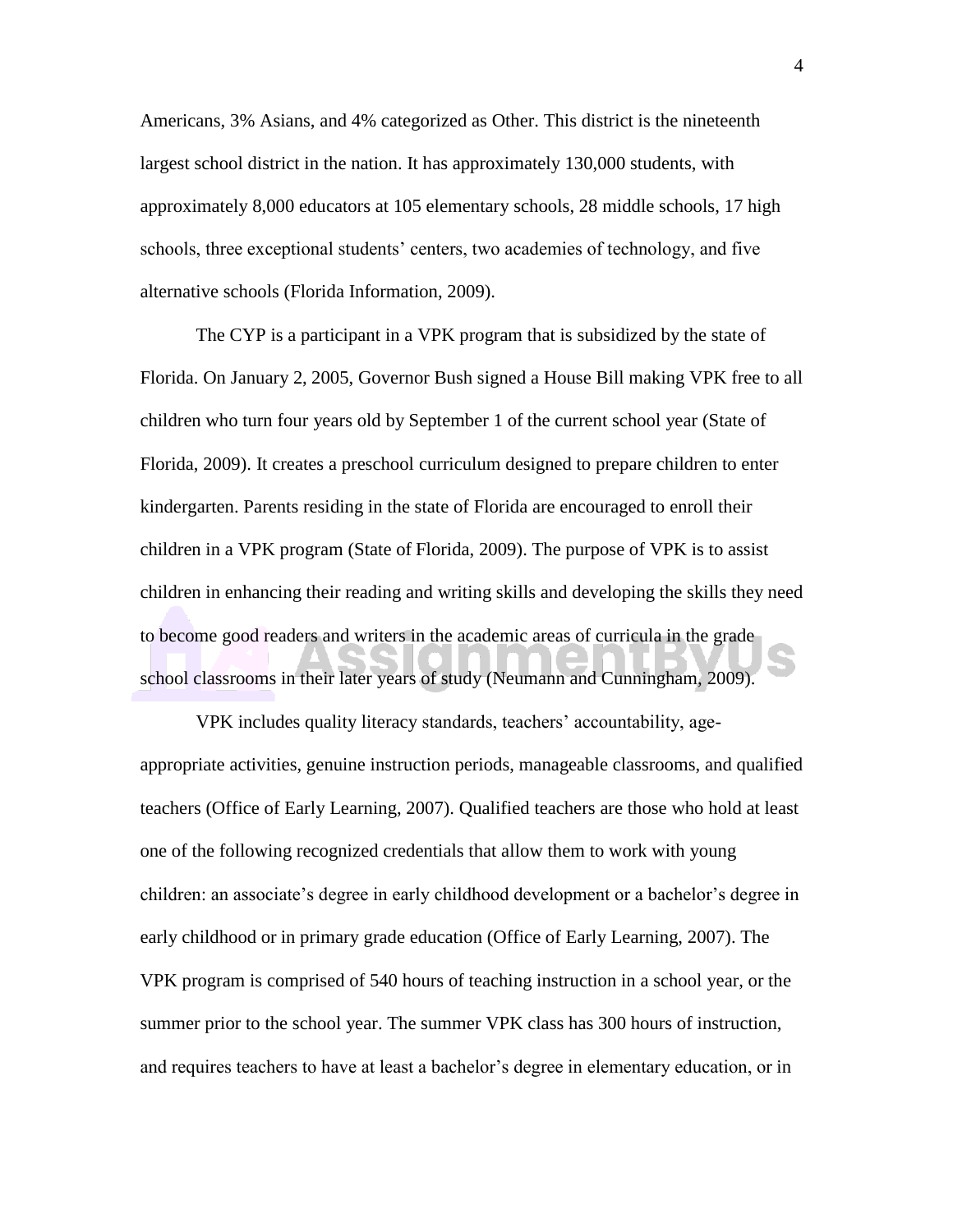Americans, 3% Asians, and 4% categorized as Other. This district is the nineteenth largest school district in the nation. It has approximately 130,000 students, with approximately 8,000 educators at 105 elementary schools, 28 middle schools, 17 high schools, three exceptional students' centers, two academies of technology, and five alternative schools (Florida Information, 2009).

The CYP is a participant in a VPK program that is subsidized by the state of Florida. On January 2, 2005, Governor Bush signed a House Bill making VPK free to all children who turn four years old by September 1 of the current school year (State of Florida, 2009). It creates a preschool curriculum designed to prepare children to enter kindergarten. Parents residing in the state of Florida are encouraged to enroll their children in a VPK program (State of Florida, 2009). The purpose of VPK is to assist children in enhancing their reading and writing skills and developing the skills they need to become good readers and writers in the academic areas of curricula in the grade school classrooms in their later years of study (Neumann and Cunningham, 2009).

VPK includes quality literacy standards, teachers' accountability, age-appropriate activities, genuine instruction periods, manageable classrooms, and qualified teachers (Office of Early Learning, 2007). Qualified teachers are those who hold at least one of the following recognized credentials that allow them to work with young children: an associate's degree in early childhood development or a bachelor's degree in early childhood or in primary grade education (Office of Early Learning, 2007). The VPK program is comprised of 540 hours of teaching instruction in a school year, or the summer prior to the school year. The summer VPK class has 300 hours of instruction, and requires teachers to have at least a bachelor's degree in elementary education, or in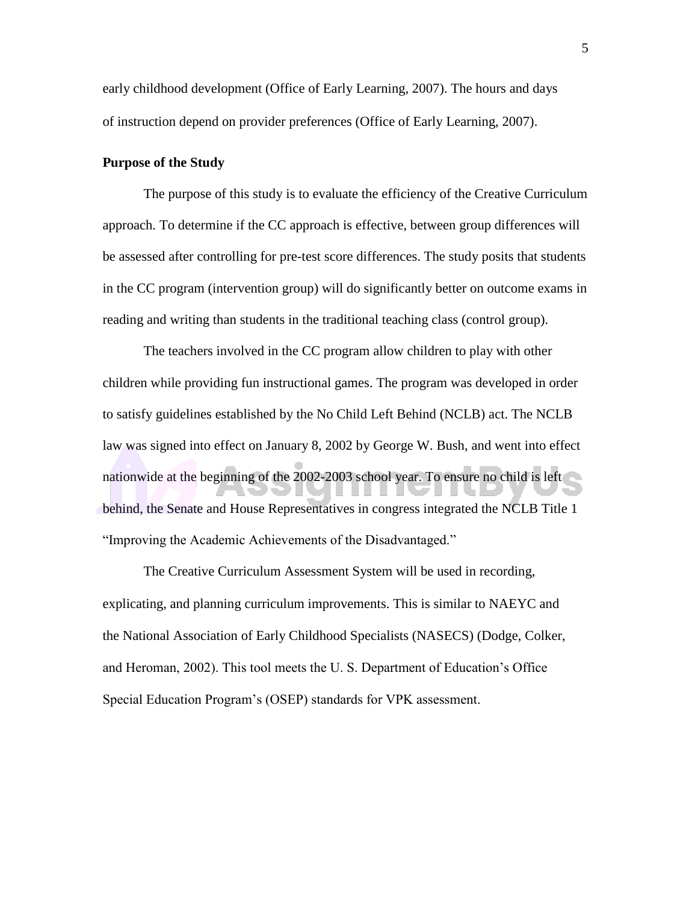early childhood development (Office of Early Learning, 2007). The hours and days of instruction depend on provider preferences (Office of Early Learning, 2007).

**Purpose of the Study**

The purpose of this study is to evaluate the efficiency of the Creative Curriculum approach. To determine if the CC approach is effective, between group differences will be assessed after controlling for pre-test score differences. The study posits that students in the CC program (intervention group) will do significantly better on outcome exams in reading and writing than students in the traditional teaching class (control group).

The teachers involved in the CC program allow children to play with other children while providing fun instructional games. The program was developed in order to satisfy guidelines established by the No Child Left Behind (NCLB) act. The NCLB law was signed into effect on January 8, 2002 by George W. Bush, and went into effect nationwide at the beginning of the 2002-2003 school year. To ensure no child is left behind, the Senate and House Representatives in congress integrated the NCLB Title 1 "Improving the Academic Achievements of the Disadvantaged."

The Creative Curriculum Assessment System will be used in recording, explicating, and planning curriculum improvements. This is similar to NAEYC and the National Association of Early Childhood Specialists (NASECS) (Dodge, Colker, and Heroman, 2002). This tool meets the U. S. Department of Education's Office Special Education Program's (OSEP) standards for VPK assessment.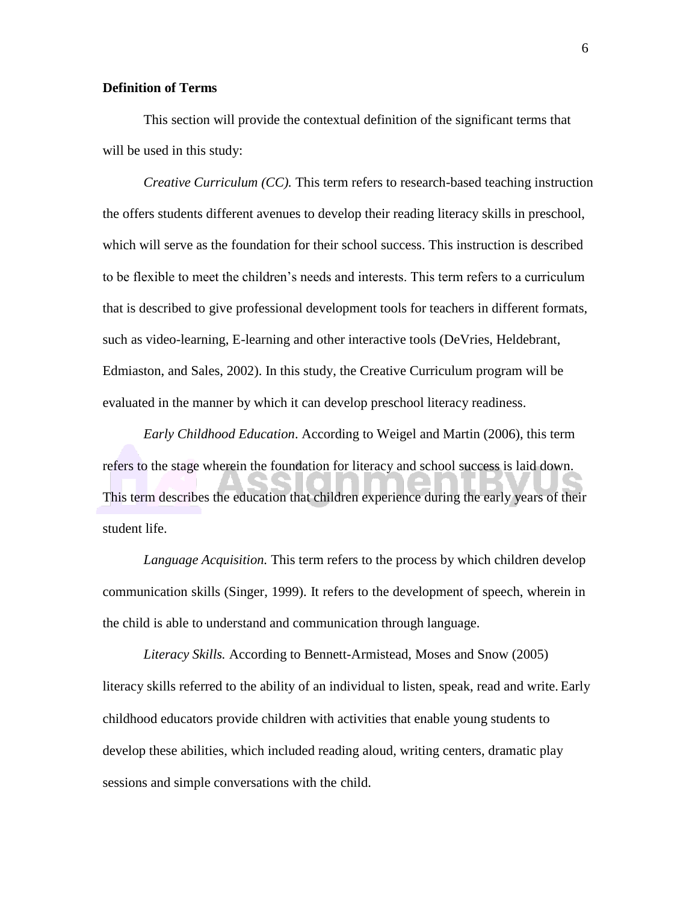**Definition of Terms**

This section will provide the contextual definition of the significant terms that will be used in this study:

*Creative Curriculum (CC).* This term refers to research-based teaching instruction the offers students different avenues to develop their reading literacy skills in preschool, which will serve as the foundation for their school success. This instruction is described to be flexible to meet the children's needs and interests. This term refers to a curriculum that is described to give professional development tools for teachers in different formats, such as video-learning, E-learning and other interactive tools (DeVries, Heldebrant, Edmiaston, and Sales, 2002). In this study, the Creative Curriculum program will be evaluated in the manner by which it can develop preschool literacy readiness.

*Early Childhood Education*. According to Weigel and Martin (2006), this term refers to the stage wherein the foundation for literacy and school success is laid down. This term describes the education that children experience during the early years of their student life.

*Language Acquisition.* This term refers to the process by which children develop communication skills (Singer, 1999). It refers to the development of speech, wherein in the child is able to understand and communication through language.

*Literacy Skills.* According to Bennett-Armistead, Moses and Snow (2005) literacy skills referred to the ability of an individual to listen, speak, read and write. Early childhood educators provide children with activities that enable young students to develop these abilities, which included reading aloud, writing centers, dramatic play sessions and simple conversations with the child.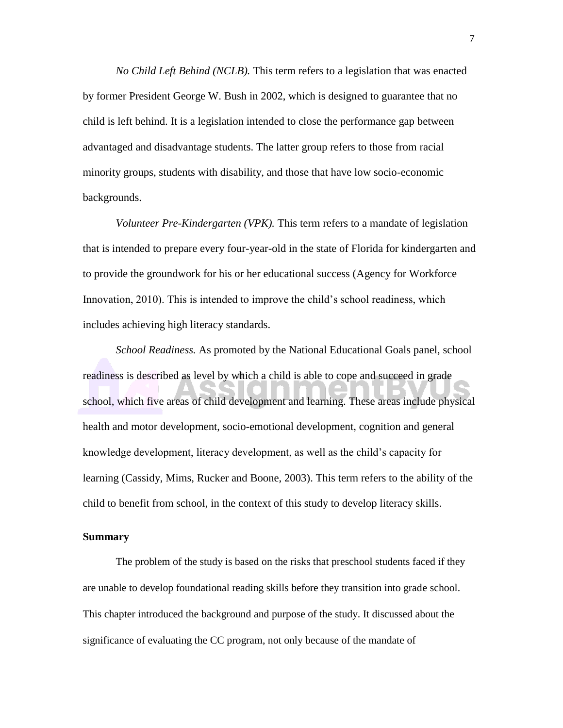*No Child Left Behind (NCLB).* This term refers to a legislation that was enacted by former President George W. Bush in 2002, which is designed to guarantee that no child is left behind. It is a legislation intended to close the performance gap between advantaged and disadvantage students. The latter group refers to those from racial minority groups, students with disability, and those that have low socio-economic backgrounds.

*Volunteer Pre-Kindergarten (VPK).* This term refers to a mandate of legislation that is intended to prepare every four-year-old in the state of Florida for kindergarten and to provide the groundwork for his or her educational success (Agency for Workforce Innovation, 2010). This is intended to improve the child's school readiness, which includes achieving high literacy standards.

*School Readiness.* As promoted by the National Educational Goals panel, school readiness is described as level by which a child is able to cope and succeed in grade school, which five areas of child development and learning. These areas include physical health and motor development, socio-emotional development, cognition and general knowledge development, literacy development, as well as the child's capacity for learning (Cassidy, Mims, Rucker and Boone, 2003). This term refers to the ability of the child to benefit from school, in the context of this study to develop literacy skills.

**Summary**

The problem of the study is based on the risks that preschool students faced if they are unable to develop foundational reading skills before they transition into grade school. This chapter introduced the background and purpose of the study. It discussed about the significance of evaluating the CC program, not only because of the mandate of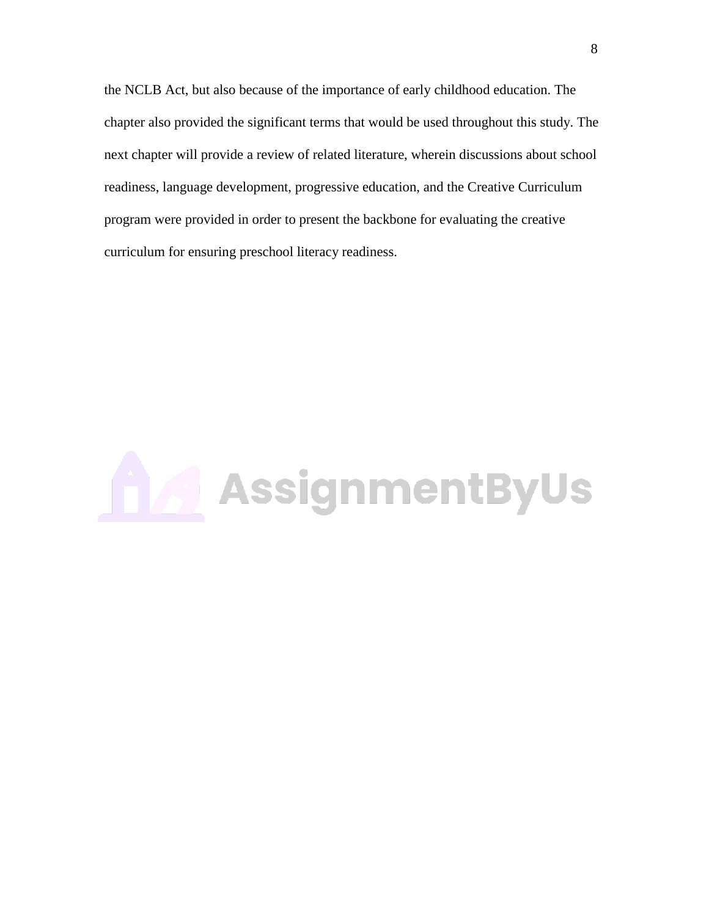the NCLB Act, but also because of the importance of early childhood education. The chapter also provided the significant terms that would be used throughout this study. The next chapter will provide a review of related literature, wherein discussions about school readiness, language development, progressive education, and the Creative Curriculum program were provided in order to present the backbone for evaluating the creative curriculum for ensuring preschool literacy readiness.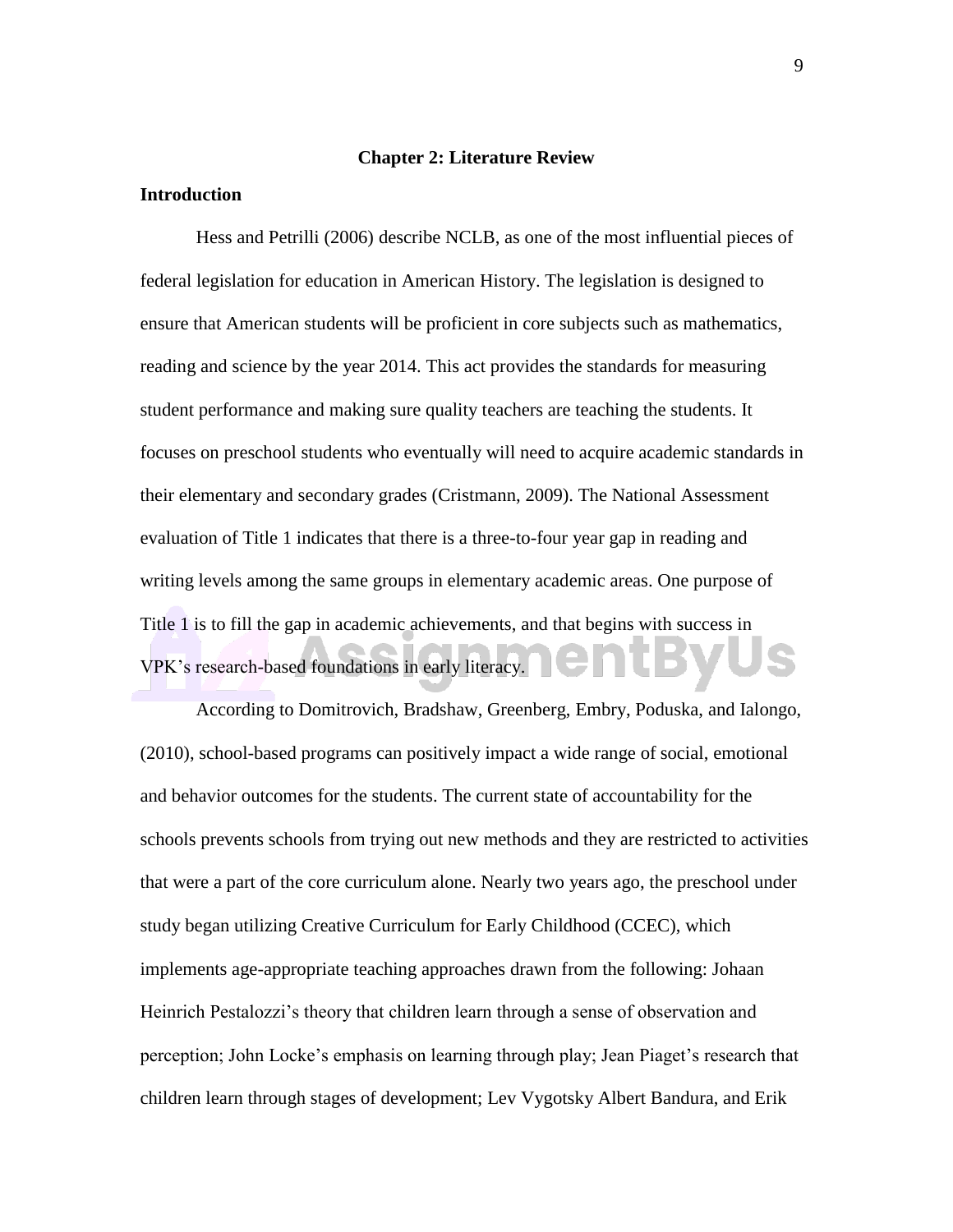## Chapter 2: Literature Review

### Introduction

Hess and Petrilli (2006) describe NCLB, as one of the most influential pieces of federal legislation for education in American History. The legislation is designed to ensure that American students will be proficient in core subjects such as mathematics, reading and science by the year 2014. This act provides the standards for measuring student performance and making sure quality teachers are teaching the students. It focuses on preschool students who eventually will need to acquire academic standards in their elementary and secondary grades (Cristmann, 2009). The National Assessment evaluation of Title 1 indicates that there is a three-to-four year gap in reading and writing levels among the same groups in elementary academic areas. One purpose of Title 1 is to fill the gap in academic achievements, and that begins with success in VPK's research-based foundations in early literacy.

According to Domitrovich, Bradshaw, Greenberg, Embry, Poduska, and Ialongo, (2010), school-based programs can positively impact a wide range of social, emotional and behavior outcomes for the students. The current state of accountability for the schools prevents schools from trying out new methods and they are restricted to activities that were a part of the core curriculum alone. Nearly two years ago, the preschool under study began utilizing Creative Curriculum for Early Childhood (CCEC), which implements age-appropriate teaching approaches drawn from the following: Johaan Heinrich Pestalozzi's theory that children learn through a sense of observation and perception; John Locke's emphasis on learning through play; Jean Piaget's research that children learn through stages of development; Lev Vygotsky Albert Bandura, and Erik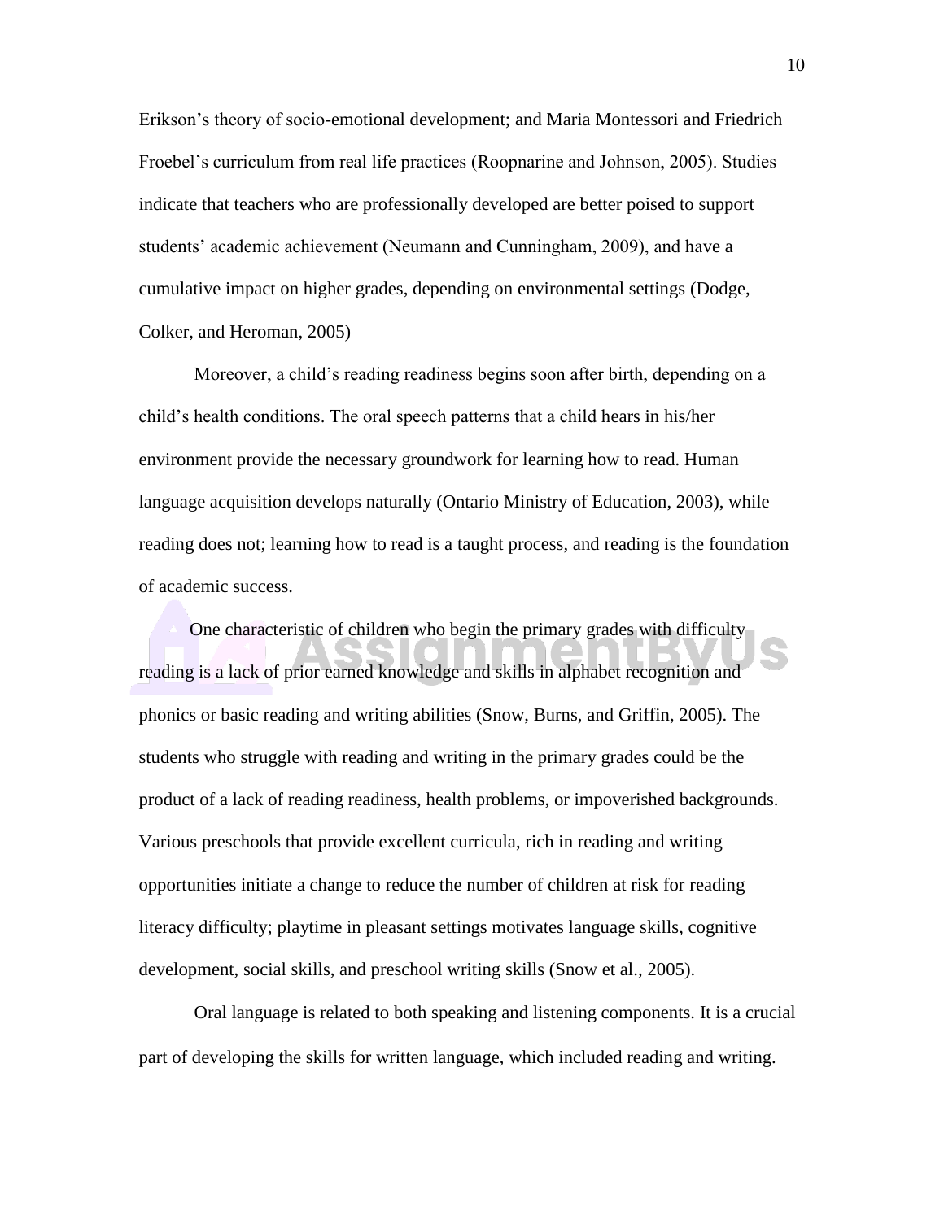Erikson's theory of socio-emotional development; and Maria Montessori and Friedrich Froebel's curriculum from real life practices (Roopnarine and Johnson, 2005). Studies indicate that teachers who are professionally developed are better poised to support students' academic achievement (Neumann and Cunningham, 2009), and have a cumulative impact on higher grades, depending on environmental settings (Dodge, Colker, and Heroman, 2005)

Moreover, a child's reading readiness begins soon after birth, depending on a child's health conditions. The oral speech patterns that a child hears in his/her environment provide the necessary groundwork for learning how to read. Human language acquisition develops naturally (Ontario Ministry of Education, 2003), while reading does not; learning how to read is a taught process, and reading is the foundation of academic success.

One characteristic of children who begin the primary grades with difficulty reading is a lack of prior earned knowledge and skills in alphabet recognition and phonics or basic reading and writing abilities (Snow, Burns, and Griffin, 2005). The students who struggle with reading and writing in the primary grades could be the product of a lack of reading readiness, health problems, or impoverished backgrounds. Various preschools that provide excellent curricula, rich in reading and writing opportunities initiate a change to reduce the number of children at risk for reading literacy difficulty; playtime in pleasant settings motivates language skills, cognitive development, social skills, and preschool writing skills (Snow et al., 2005).

Oral language is related to both speaking and listening components. It is a crucial part of developing the skills for written language, which included reading and writing.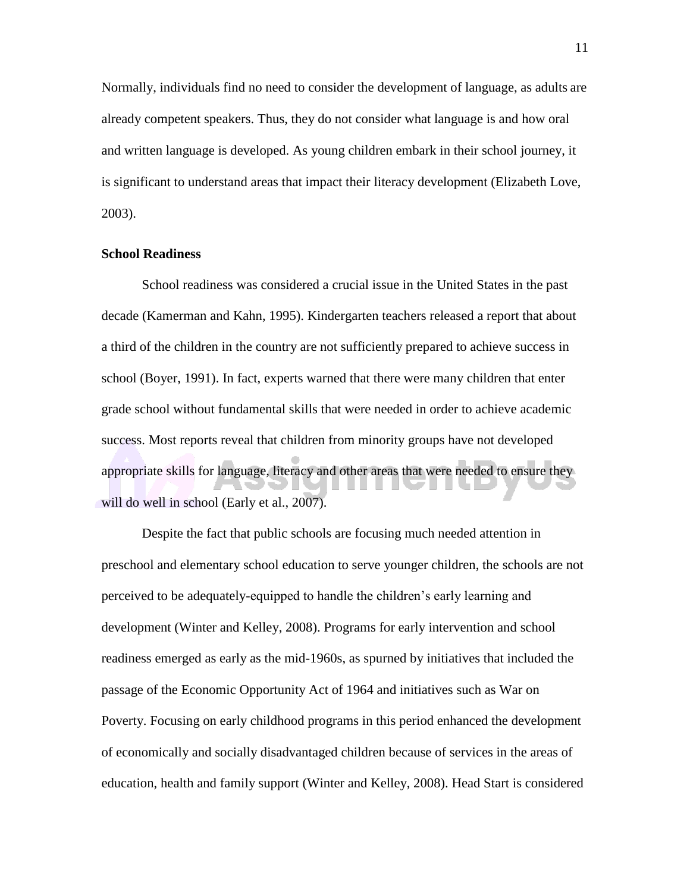Normally, individuals find no need to consider the development of language, as adults are already competent speakers. Thus, they do not consider what language is and how oral and written language is developed. As young children embark in their school journey, it is significant to understand areas that impact their literacy development (Elizabeth Love, 2003).

**School Readiness**

School readiness was considered a crucial issue in the United States in the past decade (Kamerman and Kahn, 1995). Kindergarten teachers released a report that about a third of the children in the country are not sufficiently prepared to achieve success in school (Boyer, 1991). In fact, experts warned that there were many children that enter grade school without fundamental skills that were needed in order to achieve academic success. Most reports reveal that children from minority groups have not developed appropriate skills for language, literacy and other areas that were needed to ensure they will do well in school (Early et al., 2007).

Despite the fact that public schools are focusing much needed attention in preschool and elementary school education to serve younger children, the schools are not perceived to be adequately-equipped to handle the children's early learning and development (Winter and Kelley, 2008). Programs for early intervention and school readiness emerged as early as the mid-1960s, as spurned by initiatives that included the passage of the Economic Opportunity Act of 1964 and initiatives such as War on Poverty. Focusing on early childhood programs in this period enhanced the development of economically and socially disadvantaged children because of services in the areas of education, health and family support (Winter and Kelley, 2008). Head Start is considered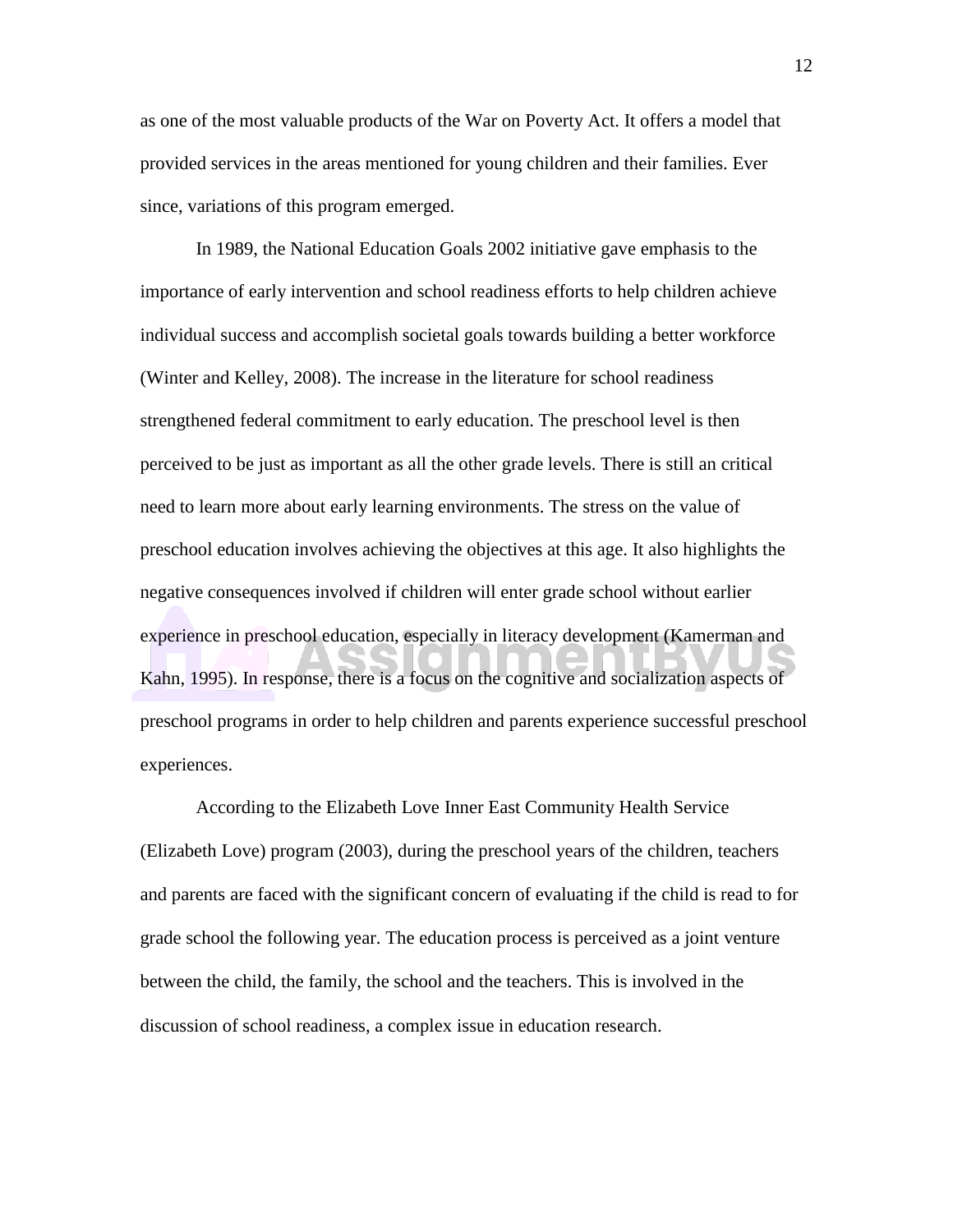as one of the most valuable products of the War on Poverty Act. It offers a model that provided services in the areas mentioned for young children and their families. Ever since, variations of this program emerged.

In 1989, the National Education Goals 2002 initiative gave emphasis to the importance of early intervention and school readiness efforts to help children achieve individual success and accomplish societal goals towards building a better workforce (Winter and Kelley, 2008). The increase in the literature for school readiness strengthened federal commitment to early education. The preschool level is then perceived to be just as important as all the other grade levels. There is still an critical need to learn more about early learning environments. The stress on the value of preschool education involves achieving the objectives at this age. It also highlights the negative consequences involved if children will enter grade school without earlier experience in preschool education, especially in literacy development (Kamerman and Kahn, 1995). In response, there is a focus on the cognitive and socialization aspects of preschool programs in order to help children and parents experience successful preschool experiences.

According to the Elizabeth Love Inner East Community Health Service (Elizabeth Love) program (2003), during the preschool years of the children, teachers and parents are faced with the significant concern of evaluating if the child is read to for grade school the following year. The education process is perceived as a joint venture between the child, the family, the school and the teachers. This is involved in the discussion of school readiness, a complex issue in education research.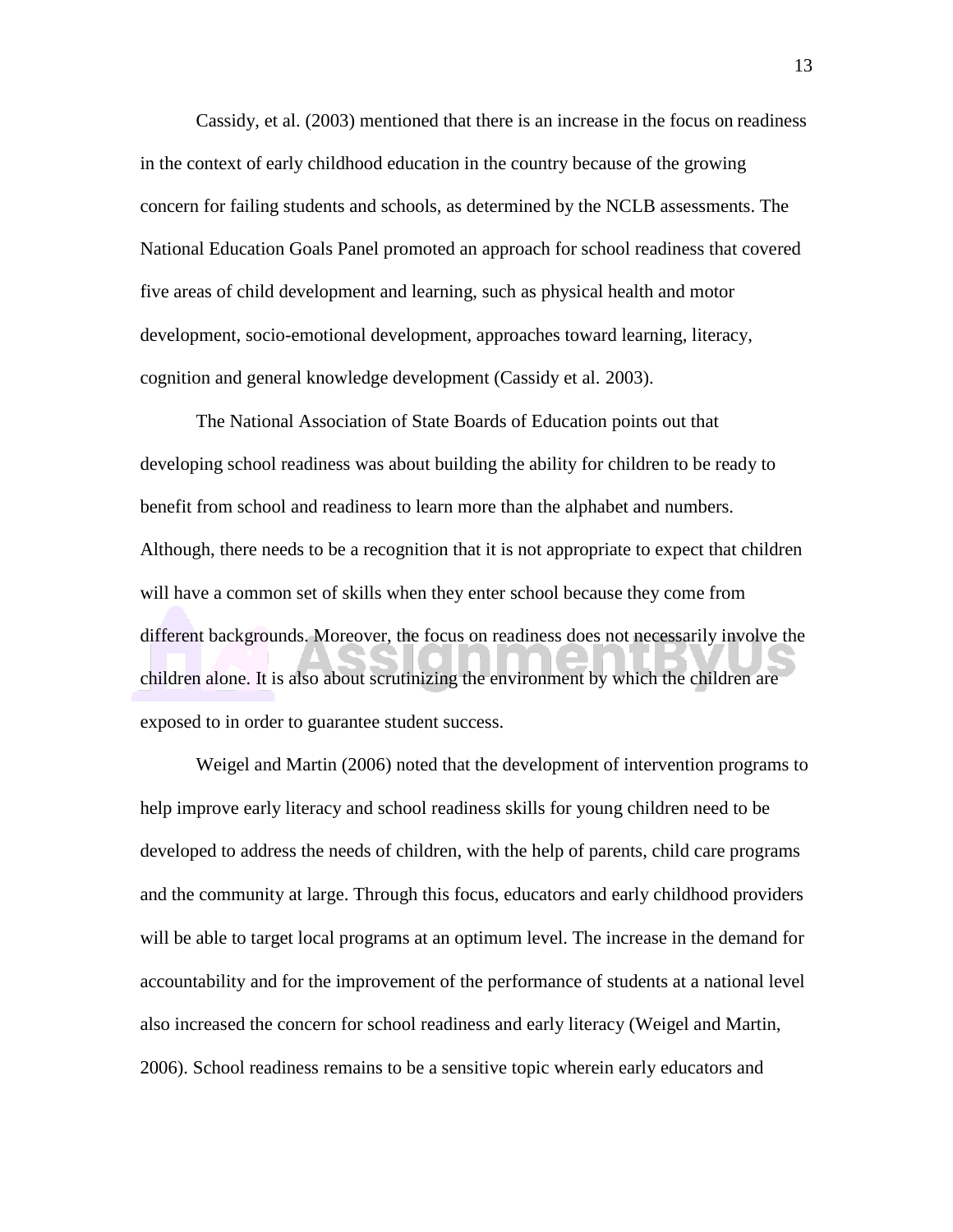Cassidy, et al. (2003) mentioned that there is an increase in the focus on readiness in the context of early childhood education in the country because of the growing concern for failing students and schools, as determined by the NCLB assessments. The National Education Goals Panel promoted an approach for school readiness that covered five areas of child development and learning, such as physical health and motor development, socio-emotional development, approaches toward learning, literacy, cognition and general knowledge development (Cassidy et al. 2003).

The National Association of State Boards of Education points out that developing school readiness was about building the ability for children to be ready to benefit from school and readiness to learn more than the alphabet and numbers. Although, there needs to be a recognition that it is not appropriate to expect that children will have a common set of skills when they enter school because they come from different backgrounds. Moreover, the focus on readiness does not necessarily involve the children alone. It is also about scrutinizing the environment by which the children are exposed to in order to guarantee student success.

Weigel and Martin (2006) noted that the development of intervention programs to help improve early literacy and school readiness skills for young children need to be developed to address the needs of children, with the help of parents, child care programs and the community at large. Through this focus, educators and early childhood providers will be able to target local programs at an optimum level. The increase in the demand for accountability and for the improvement of the performance of students at a national level also increased the concern for school readiness and early literacy (Weigel and Martin, 2006). School readiness remains to be a sensitive topic wherein early educators and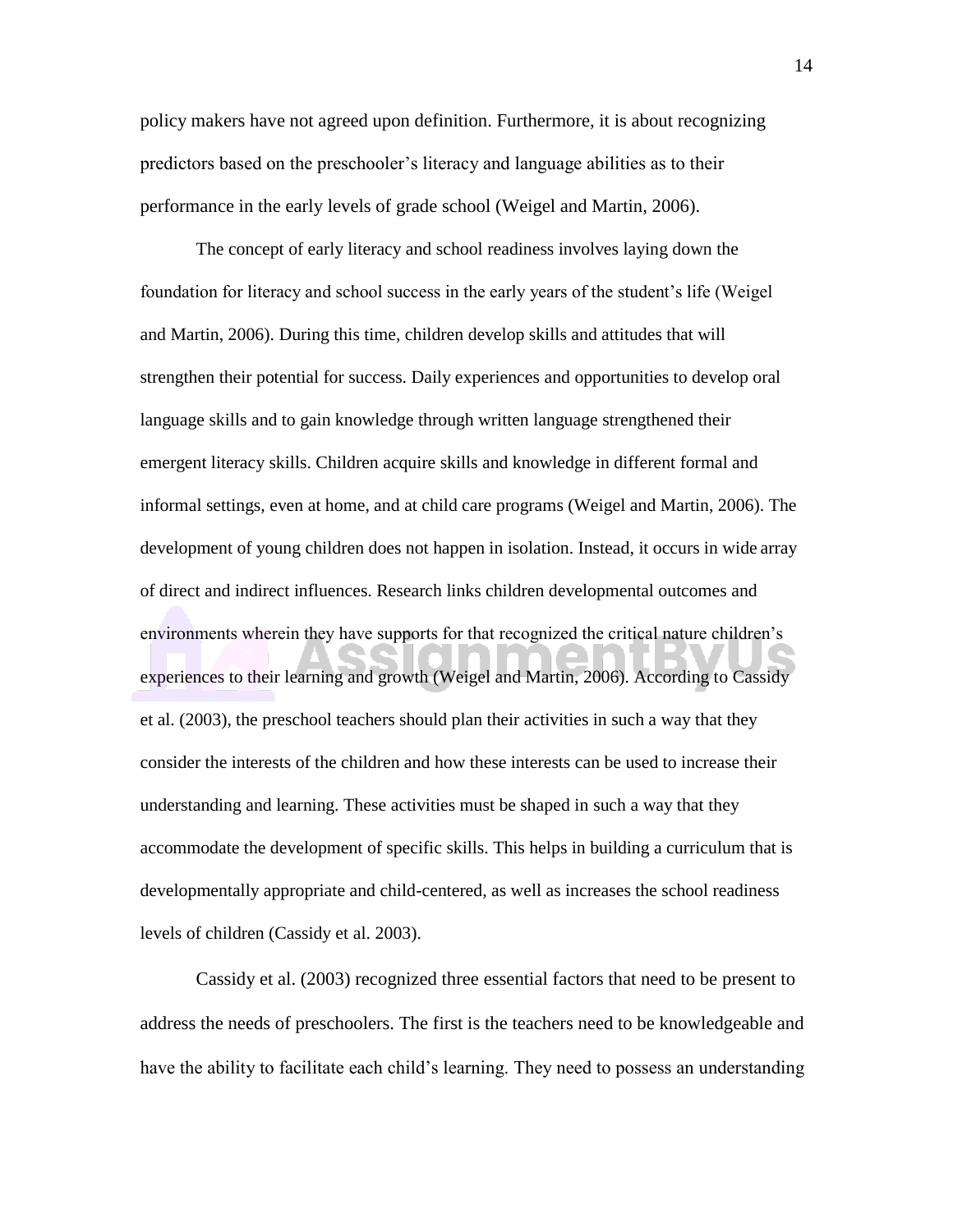policy makers have not agreed upon definition. Furthermore, it is about recognizing predictors based on the preschooler's literacy and language abilities as to their performance in the early levels of grade school (Weigel and Martin, 2006).

The concept of early literacy and school readiness involves laying down the foundation for literacy and school success in the early years of the student's life (Weigel and Martin, 2006). During this time, children develop skills and attitudes that will strengthen their potential for success. Daily experiences and opportunities to develop oral language skills and to gain knowledge through written language strengthened their emergent literacy skills. Children acquire skills and knowledge in different formal and informal settings, even at home, and at child care programs (Weigel and Martin, 2006). The development of young children does not happen in isolation. Instead, it occurs in wide array of direct and indirect influences. Research links children developmental outcomes and environments wherein they have supports for that recognized the critical nature children's experiences to their learning and growth (Weigel and Martin, 2006). According to Cassidy et al. (2003), the preschool teachers should plan their activities in such a way that they consider the interests of the children and how these interests can be used to increase their understanding and learning. These activities must be shaped in such a way that they accommodate the development of specific skills. This helps in building a curriculum that is developmentally appropriate and child-centered, as well as increases the school readiness levels of children (Cassidy et al. 2003).

Cassidy et al. (2003) recognized three essential factors that need to be present to address the needs of preschoolers. The first is the teachers need to be knowledgeable and have the ability to facilitate each child's learning. They need to possess an understanding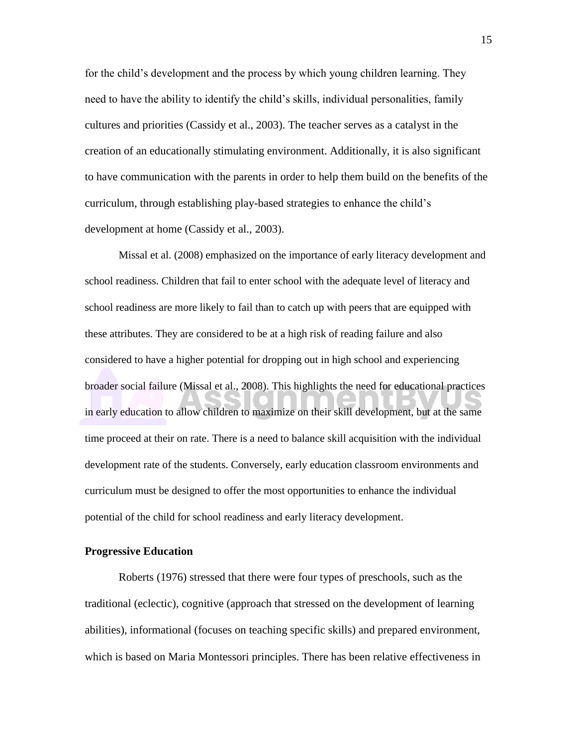for the child's development and the process by which young children learning. They need to have the ability to identify the child's skills, individual personalities, family cultures and priorities (Cassidy et al., 2003). The teacher serves as a catalyst in the creation of an educationally stimulating environment. Additionally, it is also significant to have communication with the parents in order to help them build on the benefits of the curriculum, through establishing play-based strategies to enhance the child's development at home (Cassidy et al., 2003).

Missal et al. (2008) emphasized on the importance of early literacy development and school readiness. Children that fail to enter school with the adequate level of literacy and school readiness are more likely to fail than to catch up with peers that are equipped with these attributes. They are considered to be at a high risk of reading failure and also considered to have a higher potential for dropping out in high school and experiencing broader social failure (Missal et al., 2008). This highlights the need for educational practices in early education to allow children to maximize on their skill development, but at the same time proceed at their on rate. There is a need to balance skill acquisition with the individual development rate of the students. Conversely, early education classroom environments and curriculum must be designed to offer the most opportunities to enhance the individual potential of the child for school readiness and early literacy development.

**Progressive Education**

Roberts (1976) stressed that there were four types of preschools, such as the traditional (eclectic), cognitive (approach that stressed on the development of learning abilities), informational (focuses on teaching specific skills) and prepared environment, which is based on Maria Montessori principles. There has been relative effectiveness in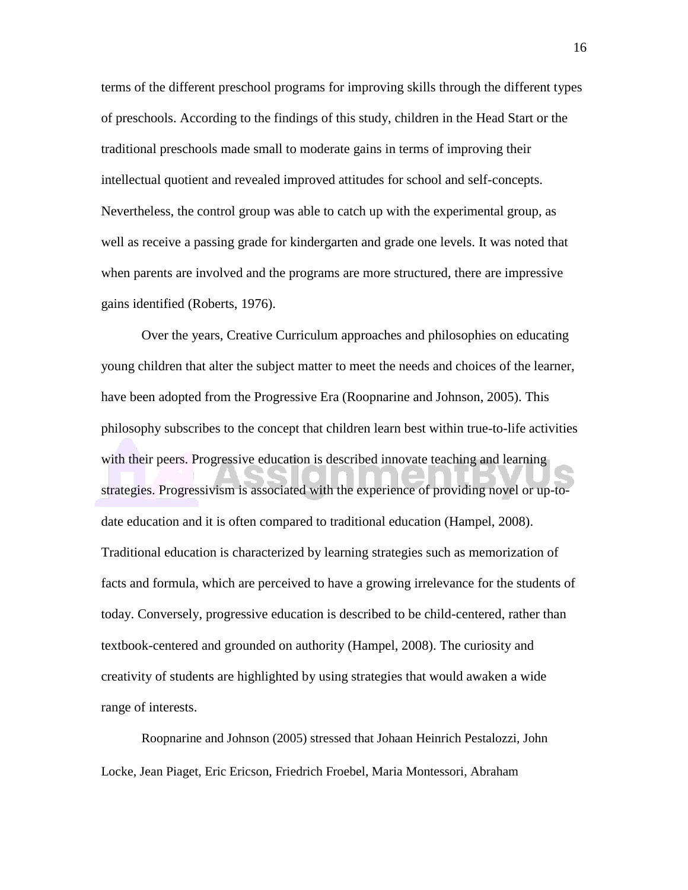terms of the different preschool programs for improving skills through the different types of preschools. According to the findings of this study, children in the Head Start or the traditional preschools made small to moderate gains in terms of improving their intellectual quotient and revealed improved attitudes for school and self-concepts. Nevertheless, the control group was able to catch up with the experimental group, as well as receive a passing grade for kindergarten and grade one levels. It was noted that when parents are involved and the programs are more structured, there are impressive gains identified (Roberts, 1976).

Over the years, Creative Curriculum approaches and philosophies on educating young children that alter the subject matter to meet the needs and choices of the learner, have been adopted from the Progressive Era (Roopnarine and Johnson, 2005). This philosophy subscribes to the concept that children learn best within true-to-life activities with their peers. Progressive education is described innovate teaching and learning strategies. Progressivism is associated with the experience of providing novel or up-to-date education and it is often compared to traditional education (Hampel, 2008). Traditional education is characterized by learning strategies such as memorization of facts and formula, which are perceived to have a growing irrelevance for the students of today. Conversely, progressive education is described to be child-centered, rather than textbook-centered and grounded on authority (Hampel, 2008). The curiosity and creativity of students are highlighted by using strategies that would awaken a wide range of interests.

Roopnarine and Johnson (2005) stressed that Johaan Heinrich Pestalozzi, John Locke, Jean Piaget, Eric Ericson, Friedrich Froebel, Maria Montessori, Abraham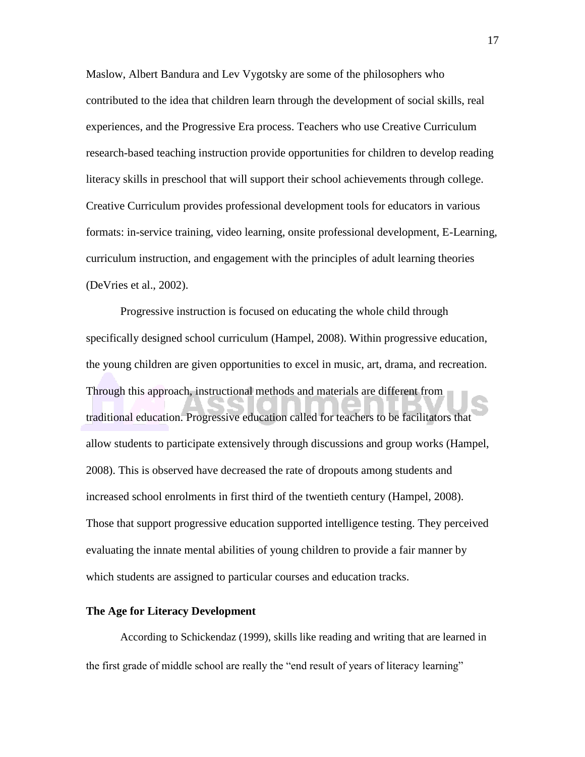Maslow, Albert Bandura and Lev Vygotsky are some of the philosophers who contributed to the idea that children learn through the development of social skills, real experiences, and the Progressive Era process. Teachers who use Creative Curriculum research-based teaching instruction provide opportunities for children to develop reading literacy skills in preschool that will support their school achievements through college. Creative Curriculum provides professional development tools for educators in various formats: in-service training, video learning, onsite professional development, E-Learning, curriculum instruction, and engagement with the principles of adult learning theories (DeVries et al., 2002).

Progressive instruction is focused on educating the whole child through specifically designed school curriculum (Hampel, 2008). Within progressive education, the young children are given opportunities to excel in music, art, drama, and recreation. Through this approach, instructional methods and materials are different from traditional education. Progressive education called for teachers to be facilitators that allow students to participate extensively through discussions and group works (Hampel, 2008). This is observed have decreased the rate of dropouts among students and increased school enrolments in first third of the twentieth century (Hampel, 2008). Those that support progressive education supported intelligence testing. They perceived evaluating the innate mental abilities of young children to provide a fair manner by which students are assigned to particular courses and education tracks.

### The Age for Literacy Development

According to Schickendaz (1999), skills like reading and writing that are learned in the first grade of middle school are really the "end result of years of literacy learning"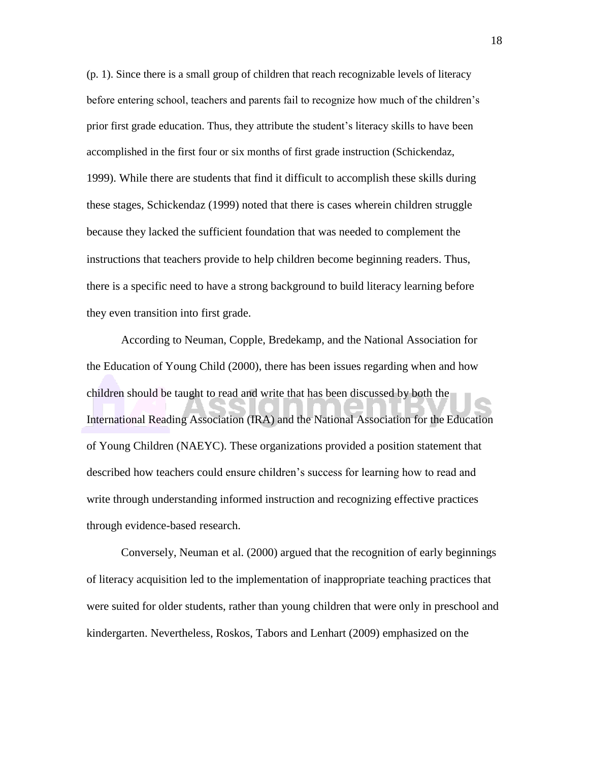(p. 1). Since there is a small group of children that reach recognizable levels of literacy before entering school, teachers and parents fail to recognize how much of the children's prior first grade education. Thus, they attribute the student's literacy skills to have been accomplished in the first four or six months of first grade instruction (Schickendaz, 1999). While there are students that find it difficult to accomplish these skills during these stages, Schickendaz (1999) noted that there is cases wherein children struggle because they lacked the sufficient foundation that was needed to complement the instructions that teachers provide to help children become beginning readers. Thus, there is a specific need to have a strong background to build literacy learning before they even transition into first grade.

According to Neuman, Copple, Bredekamp, and the National Association for the Education of Young Child (2000), there has been issues regarding when and how children should be taught to read and write that has been discussed by both the International Reading Association (IRA) and the National Association for the Education of Young Children (NAEYC). These organizations provided a position statement that described how teachers could ensure children's success for learning how to read and write through understanding informed instruction and recognizing effective practices through evidence-based research.

Conversely, Neuman et al. (2000) argued that the recognition of early beginnings of literacy acquisition led to the implementation of inappropriate teaching practices that were suited for older students, rather than young children that were only in preschool and kindergarten. Nevertheless, Roskos, Tabors and Lenhart (2009) emphasized on the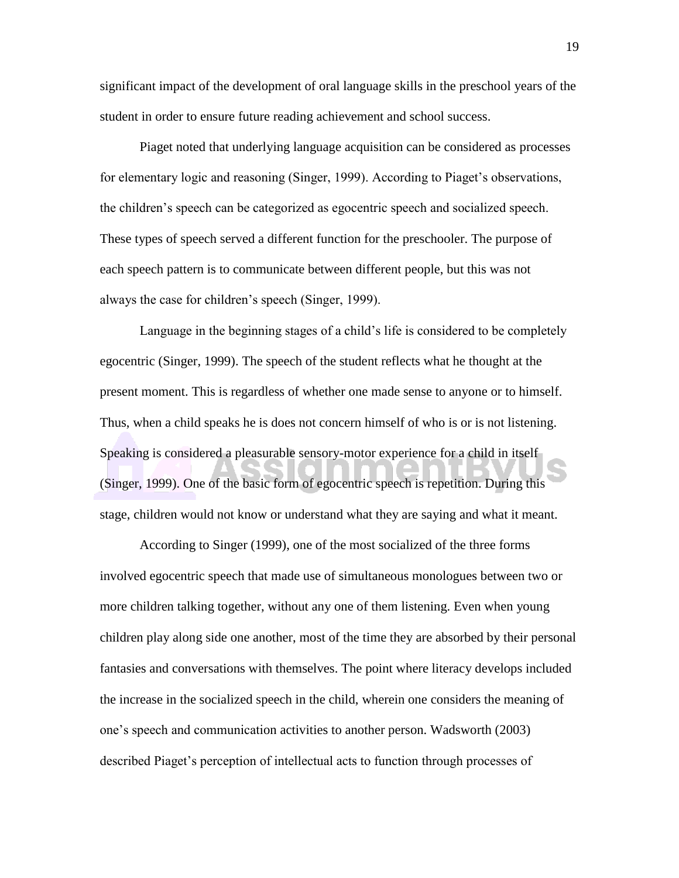significant impact of the development of oral language skills in the preschool years of the student in order to ensure future reading achievement and school success.

Piaget noted that underlying language acquisition can be considered as processes for elementary logic and reasoning (Singer, 1999). According to Piaget's observations, the children's speech can be categorized as egocentric speech and socialized speech. These types of speech served a different function for the preschooler. The purpose of each speech pattern is to communicate between different people, but this was not always the case for children's speech (Singer, 1999).

Language in the beginning stages of a child's life is considered to be completely egocentric (Singer, 1999). The speech of the student reflects what he thought at the present moment. This is regardless of whether one made sense to anyone or to himself. Thus, when a child speaks he is does not concern himself of who is or is not listening. Speaking is considered a pleasurable sensory-motor experience for a child in itself (Singer, 1999). One of the basic form of egocentric speech is repetition. During this stage, children would not know or understand what they are saying and what it meant.

According to Singer (1999), one of the most socialized of the three forms involved egocentric speech that made use of simultaneous monologues between two or more children talking together, without any one of them listening. Even when young children play along side one another, most of the time they are absorbed by their personal fantasies and conversations with themselves. The point where literacy develops included the increase in the socialized speech in the child, wherein one considers the meaning of one's speech and communication activities to another person. Wadsworth (2003) described Piaget's perception of intellectual acts to function through processes of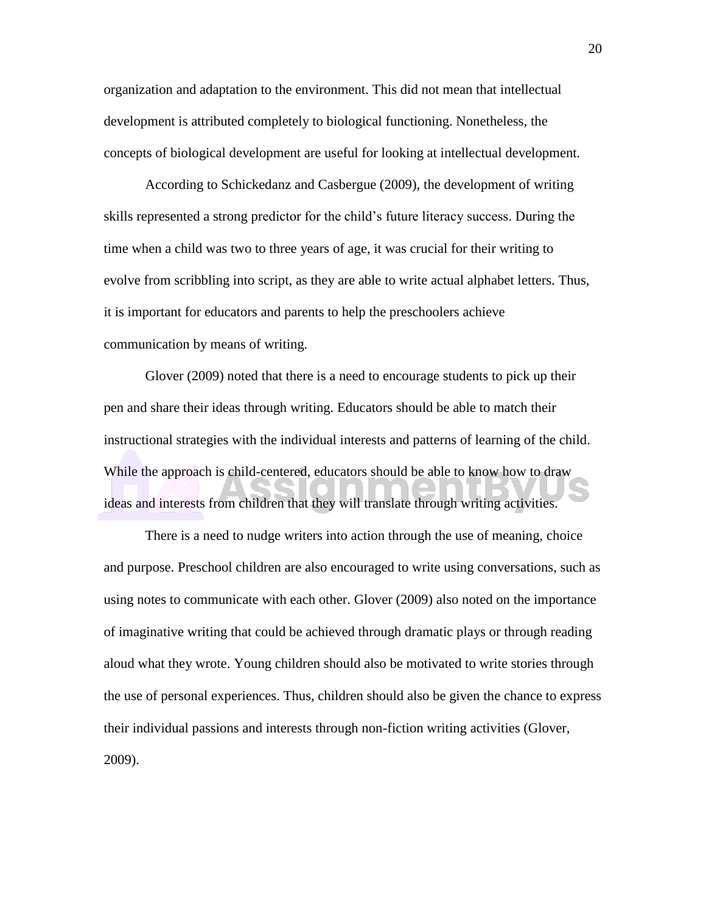organization and adaptation to the environment. This did not mean that intellectual development is attributed completely to biological functioning. Nonetheless, the concepts of biological development are useful for looking at intellectual development.

According to Schickedanz and Casbergue (2009), the development of writing skills represented a strong predictor for the child's future literacy success. During the time when a child was two to three years of age, it was crucial for their writing to evolve from scribbling into script, as they are able to write actual alphabet letters. Thus, it is important for educators and parents to help the preschoolers achieve communication by means of writing.

Glover (2009) noted that there is a need to encourage students to pick up their pen and share their ideas through writing. Educators should be able to match their instructional strategies with the individual interests and patterns of learning of the child. While the approach is child-centered, educators should be able to know how to draw ideas and interests from children that they will translate through writing activities.

There is a need to nudge writers into action through the use of meaning, choice and purpose. Preschool children are also encouraged to write using conversations, such as using notes to communicate with each other. Glover (2009) also noted on the importance of imaginative writing that could be achieved through dramatic plays or through reading aloud what they wrote. Young children should also be motivated to write stories through the use of personal experiences. Thus, children should also be given the chance to express their individual passions and interests through non-fiction writing activities (Glover, 2009).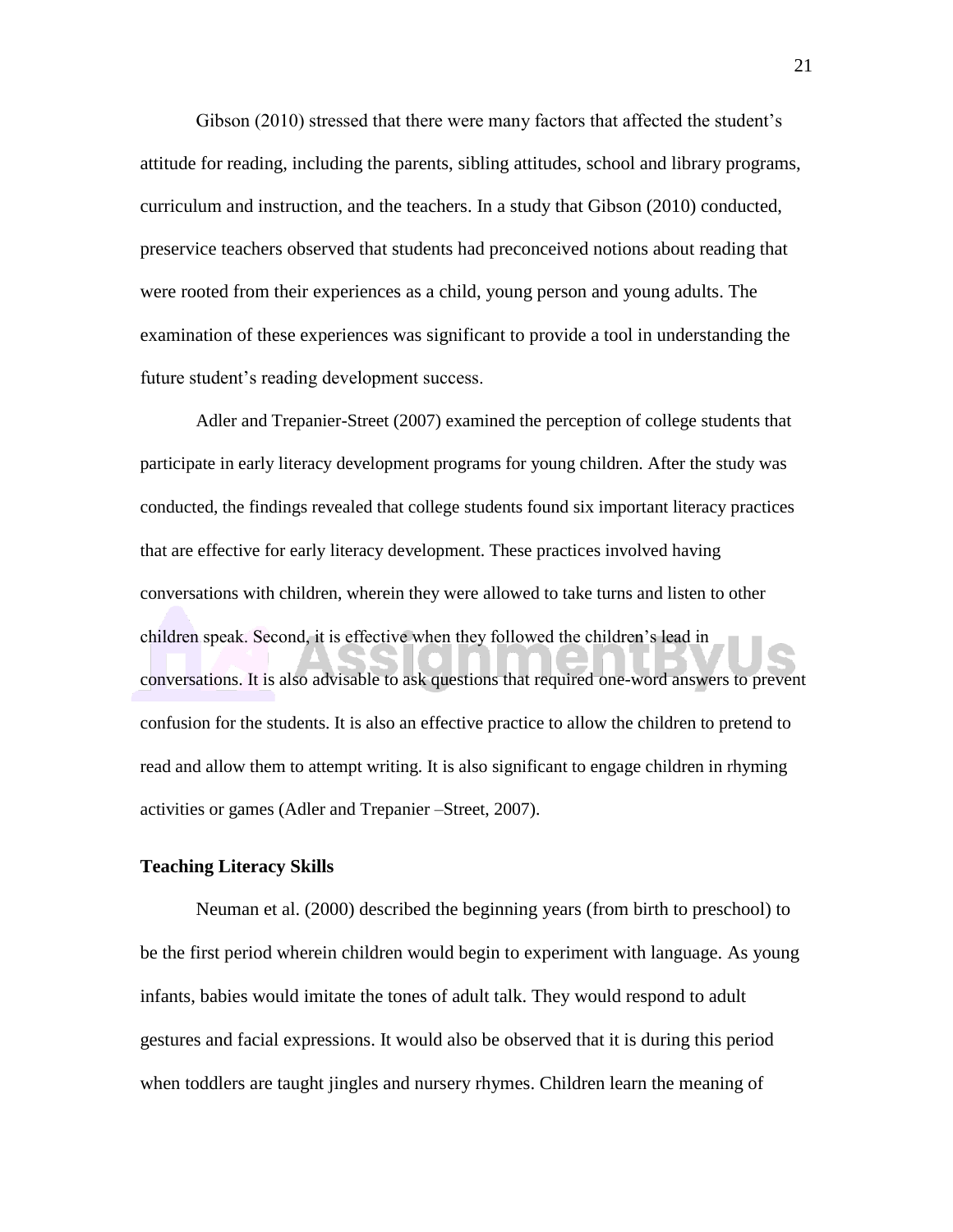Gibson (2010) stressed that there were many factors that affected the student's attitude for reading, including the parents, sibling attitudes, school and library programs, curriculum and instruction, and the teachers. In a study that Gibson (2010) conducted, preservice teachers observed that students had preconceived notions about reading that were rooted from their experiences as a child, young person and young adults. The examination of these experiences was significant to provide a tool in understanding the future student's reading development success.

Adler and Trepanier-Street (2007) examined the perception of college students that participate in early literacy development programs for young children. After the study was conducted, the findings revealed that college students found six important literacy practices that are effective for early literacy development. These practices involved having conversations with children, wherein they were allowed to take turns and listen to other children speak. Second, it is effective when they followed the children's lead in conversations. It is also advisable to ask questions that required one-word answers to prevent confusion for the students. It is also an effective practice to allow the children to pretend to read and allow them to attempt writing. It is also significant to engage children in rhyming activities or games (Adler and Trepanier –Street, 2007).

**Teaching Literacy Skills**

Neuman et al. (2000) described the beginning years (from birth to preschool) to be the first period wherein children would begin to experiment with language. As young infants, babies would imitate the tones of adult talk. They would respond to adult gestures and facial expressions. It would also be observed that it is during this period when toddlers are taught jingles and nursery rhymes. Children learn the meaning of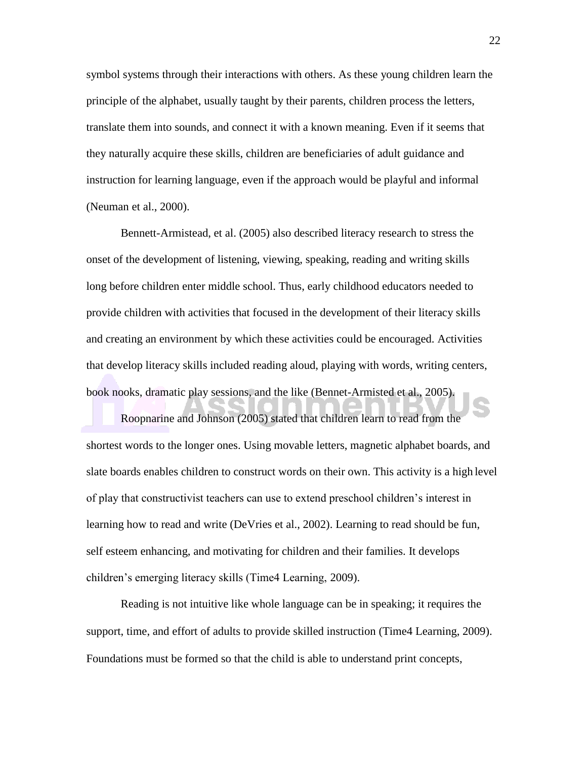symbol systems through their interactions with others. As these young children learn the principle of the alphabet, usually taught by their parents, children process the letters, translate them into sounds, and connect it with a known meaning. Even if it seems that they naturally acquire these skills, children are beneficiaries of adult guidance and instruction for learning language, even if the approach would be playful and informal (Neuman et al., 2000).

Bennett-Armistead, et al. (2005) also described literacy research to stress the onset of the development of listening, viewing, speaking, reading and writing skills long before children enter middle school. Thus, early childhood educators needed to provide children with activities that focused in the development of their literacy skills and creating an environment by which these activities could be encouraged. Activities that develop literacy skills included reading aloud, playing with words, writing centers, book nooks, dramatic play sessions, and the like (Bennet-Armisted et al., 2005).

Roopnarine and Johnson (2005) stated that children learn to read from the shortest words to the longer ones. Using movable letters, magnetic alphabet boards, and slate boards enables children to construct words on their own. This activity is a high level of play that constructivist teachers can use to extend preschool children's interest in learning how to read and write (DeVries et al., 2002). Learning to read should be fun, self esteem enhancing, and motivating for children and their families. It develops children's emerging literacy skills (Time4 Learning, 2009).

Reading is not intuitive like whole language can be in speaking; it requires the support, time, and effort of adults to provide skilled instruction (Time4 Learning, 2009). Foundations must be formed so that the child is able to understand print concepts,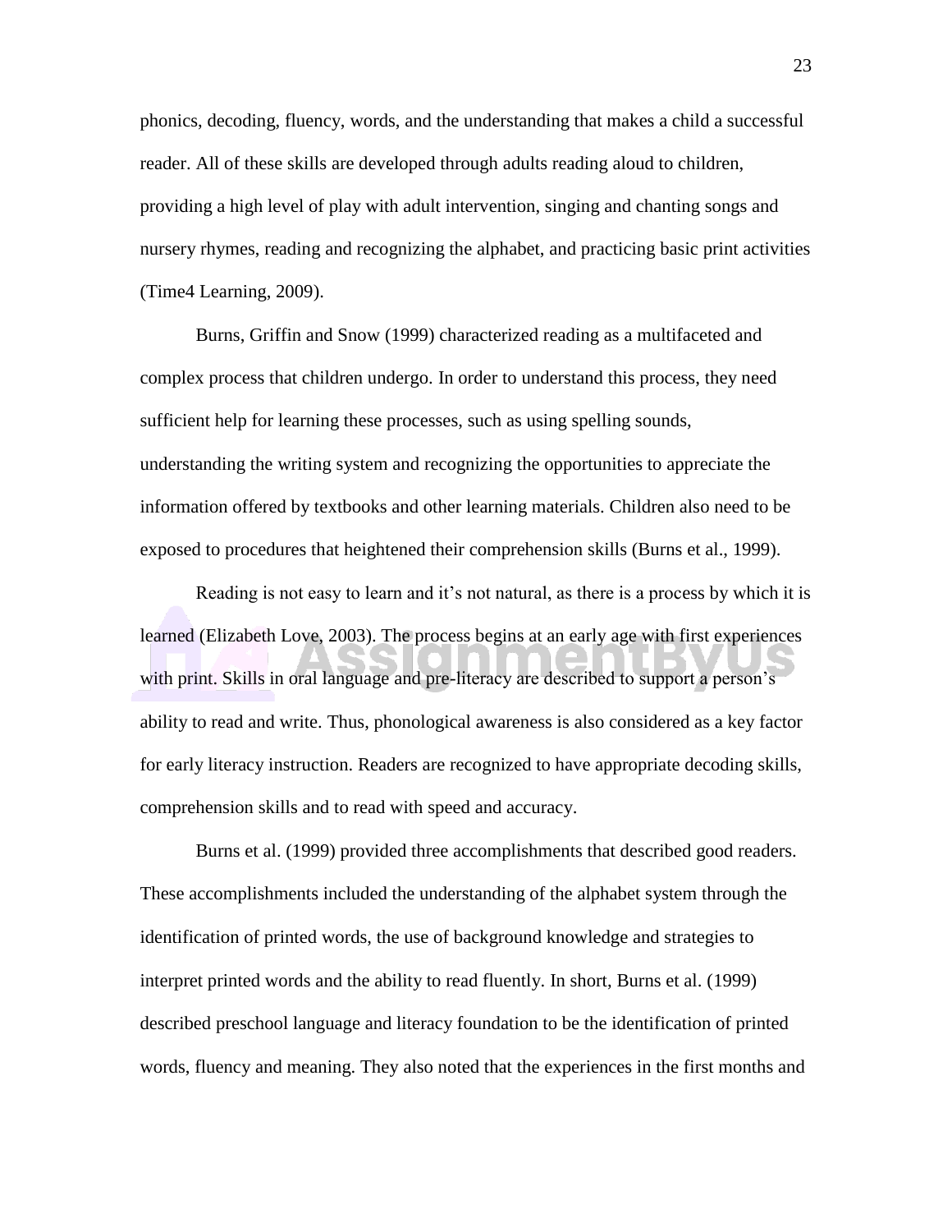phonics, decoding, fluency, words, and the understanding that makes a child a successful reader. All of these skills are developed through adults reading aloud to children, providing a high level of play with adult intervention, singing and chanting songs and nursery rhymes, reading and recognizing the alphabet, and practicing basic print activities (Time4 Learning, 2009).

Burns, Griffin and Snow (1999) characterized reading as a multifaceted and complex process that children undergo. In order to understand this process, they need sufficient help for learning these processes, such as using spelling sounds, understanding the writing system and recognizing the opportunities to appreciate the information offered by textbooks and other learning materials. Children also need to be exposed to procedures that heightened their comprehension skills (Burns et al., 1999).

Reading is not easy to learn and it's not natural, as there is a process by which it is learned (Elizabeth Love, 2003). The process begins at an early age with first experiences with print. Skills in oral language and pre-literacy are described to support a person's ability to read and write. Thus, phonological awareness is also considered as a key factor for early literacy instruction. Readers are recognized to have appropriate decoding skills, comprehension skills and to read with speed and accuracy.

Burns et al. (1999) provided three accomplishments that described good readers. These accomplishments included the understanding of the alphabet system through the identification of printed words, the use of background knowledge and strategies to interpret printed words and the ability to read fluently. In short, Burns et al. (1999) described preschool language and literacy foundation to be the identification of printed words, fluency and meaning. They also noted that the experiences in the first months and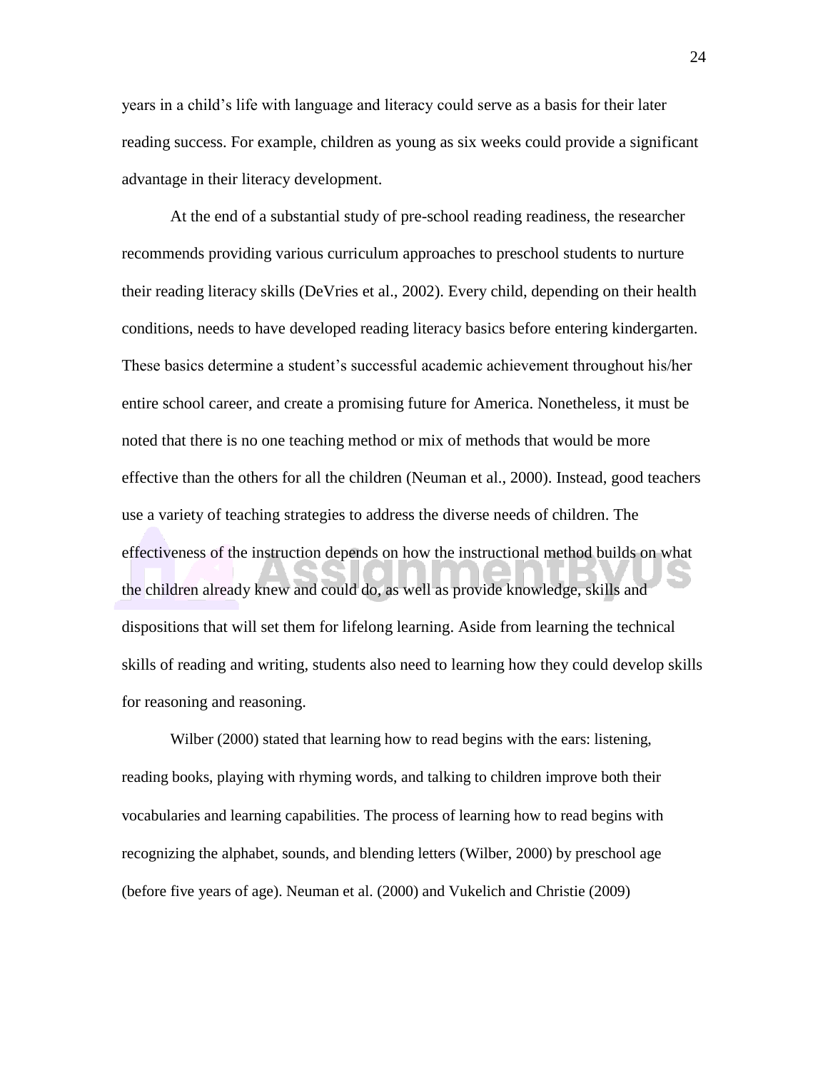years in a child's life with language and literacy could serve as a basis for their later reading success. For example, children as young as six weeks could provide a significant advantage in their literacy development.

At the end of a substantial study of pre-school reading readiness, the researcher recommends providing various curriculum approaches to preschool students to nurture their reading literacy skills (DeVries et al., 2002). Every child, depending on their health conditions, needs to have developed reading literacy basics before entering kindergarten. These basics determine a student's successful academic achievement throughout his/her entire school career, and create a promising future for America. Nonetheless, it must be noted that there is no one teaching method or mix of methods that would be more effective than the others for all the children (Neuman et al., 2000). Instead, good teachers use a variety of teaching strategies to address the diverse needs of children. The effectiveness of the instruction depends on how the instructional method builds on what the children already knew and could do, as well as provide knowledge, skills and dispositions that will set them for lifelong learning. Aside from learning the technical skills of reading and writing, students also need to learning how they could develop skills for reasoning and reasoning.

Wilber (2000) stated that learning how to read begins with the ears: listening, reading books, playing with rhyming words, and talking to children improve both their vocabularies and learning capabilities. The process of learning how to read begins with recognizing the alphabet, sounds, and blending letters (Wilber, 2000) by preschool age (before five years of age). Neuman et al. (2000) and Vukelich and Christie (2009)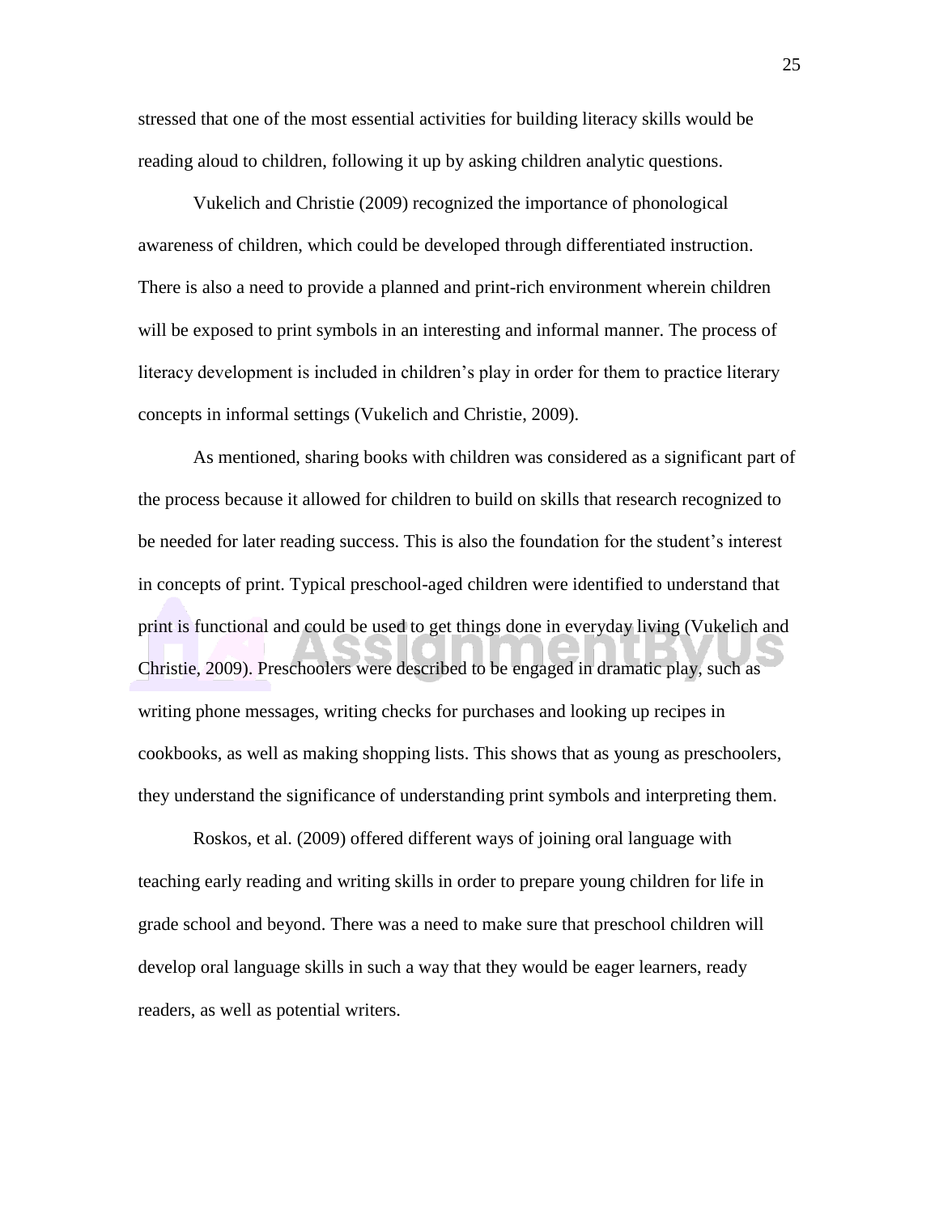stressed that one of the most essential activities for building literacy skills would be reading aloud to children, following it up by asking children analytic questions.

Vukelich and Christie (2009) recognized the importance of phonological awareness of children, which could be developed through differentiated instruction. There is also a need to provide a planned and print-rich environment wherein children will be exposed to print symbols in an interesting and informal manner. The process of literacy development is included in children's play in order for them to practice literary concepts in informal settings (Vukelich and Christie, 2009).

As mentioned, sharing books with children was considered as a significant part of the process because it allowed for children to build on skills that research recognized to be needed for later reading success. This is also the foundation for the student's interest in concepts of print. Typical preschool-aged children were identified to understand that print is functional and could be used to get things done in everyday living (Vukelich and Christie, 2009). Preschoolers were described to be engaged in dramatic play, such as writing phone messages, writing checks for purchases and looking up recipes in cookbooks, as well as making shopping lists. This shows that as young as preschoolers, they understand the significance of understanding print symbols and interpreting them.

Roskos, et al. (2009) offered different ways of joining oral language with teaching early reading and writing skills in order to prepare young children for life in grade school and beyond. There was a need to make sure that preschool children will develop oral language skills in such a way that they would be eager learners, ready readers, as well as potential writers.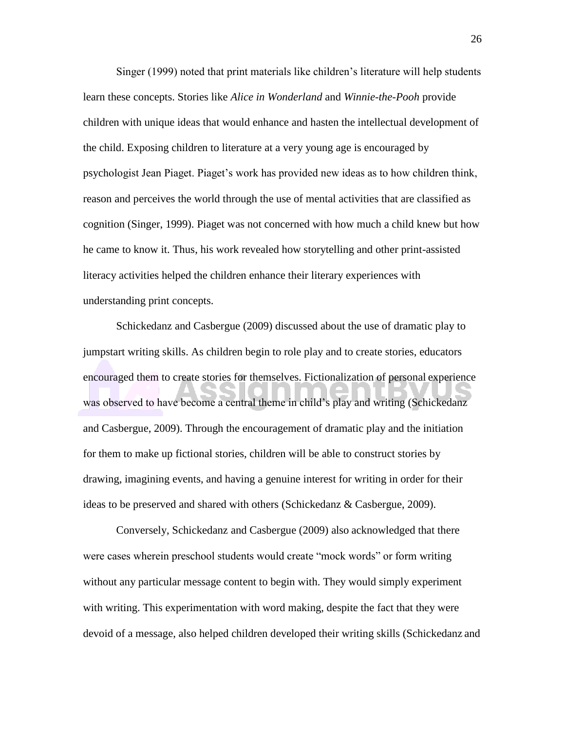Singer (1999) noted that print materials like children's literature will help students learn these concepts. Stories like *Alice in Wonderland* and *Winnie-the-Pooh* provide children with unique ideas that would enhance and hasten the intellectual development of the child. Exposing children to literature at a very young age is encouraged by psychologist Jean Piaget. Piaget's work has provided new ideas as to how children think, reason and perceives the world through the use of mental activities that are classified as cognition (Singer, 1999). Piaget was not concerned with how much a child knew but how he came to know it. Thus, his work revealed how storytelling and other print-assisted literacy activities helped the children enhance their literary experiences with understanding print concepts.

Schickedanz and Casbergue (2009) discussed about the use of dramatic play to jumpstart writing skills. As children begin to role play and to create stories, educators encouraged them to create stories for themselves. Fictionalization of personal experience was observed to have become a central theme in child's play and writing (Schickedanz and Casbergue, 2009). Through the encouragement of dramatic play and the initiation for them to make up fictional stories, children will be able to construct stories by drawing, imagining events, and having a genuine interest for writing in order for their ideas to be preserved and shared with others (Schickedanz & Casbergue, 2009).

Conversely, Schickedanz and Casbergue (2009) also acknowledged that there were cases wherein preschool students would create "mock words" or form writing without any particular message content to begin with. They would simply experiment with writing. This experimentation with word making, despite the fact that they were devoid of a message, also helped children developed their writing skills (Schickedanz and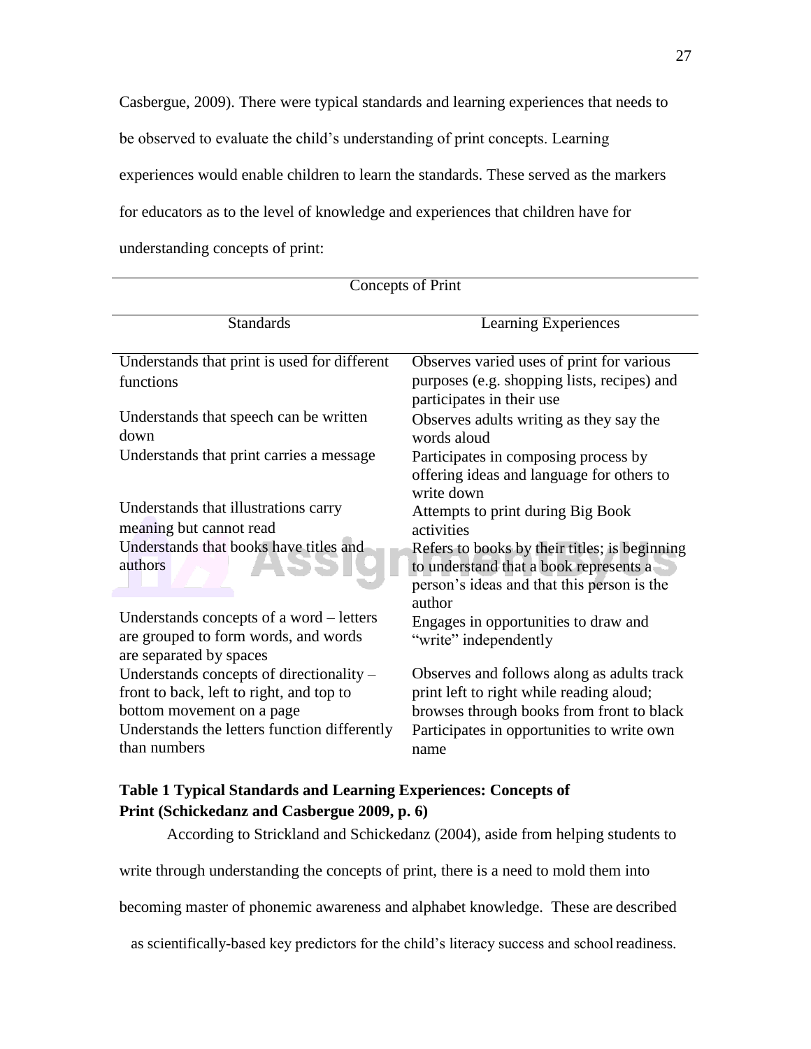Casbergue, 2009). There were typical standards and learning experiences that needs to be observed to evaluate the child's understanding of print concepts. Learning experiences would enable children to learn the standards. These served as the markers for educators as to the level of knowledge and experiences that children have for understanding concepts of print:

| Concepts of Print | |
|---|---|
| **Standards** | **Learning Experiences** |
| Understands that print is used for different functions | Observes varied uses of print for various purposes (e.g. shopping lists, recipes) and participates in their use |
| Understands that speech can be written down | Observes adults writing as they say the words aloud |
| Understands that print carries a message | Participates in composing process by offering ideas and language for others to write down |
| Understands that illustrations carry meaning but cannot read | Attempts to print during Big Book activities |
| Understands that books have titles and authors | Refers to books by their titles; is beginning to understand that a book represents a person's ideas and that this person is the author |
| Understands concepts of a word – letters are grouped to form words, and words are separated by spaces | Engages in opportunities to draw and "write" independently |
| Understands concepts of directionality – front to back, left to right, and top to bottom movement on a page | Observes and follows along as adults track print left to right while reading aloud; browses through books from front to black |
| Understands the letters function differently than numbers | Participates in opportunities to write own name |

**Table 1 Typical Standards and Learning Experiences: Concepts of Print (Schickedanz and Casbergue 2009, p. 6)**

According to Strickland and Schickedanz (2004), aside from helping students to write through understanding the concepts of print, there is a need to mold them into becoming master of phonemic awareness and alphabet knowledge. These are described as scientifically-based key predictors for the child's literacy success and school readiness.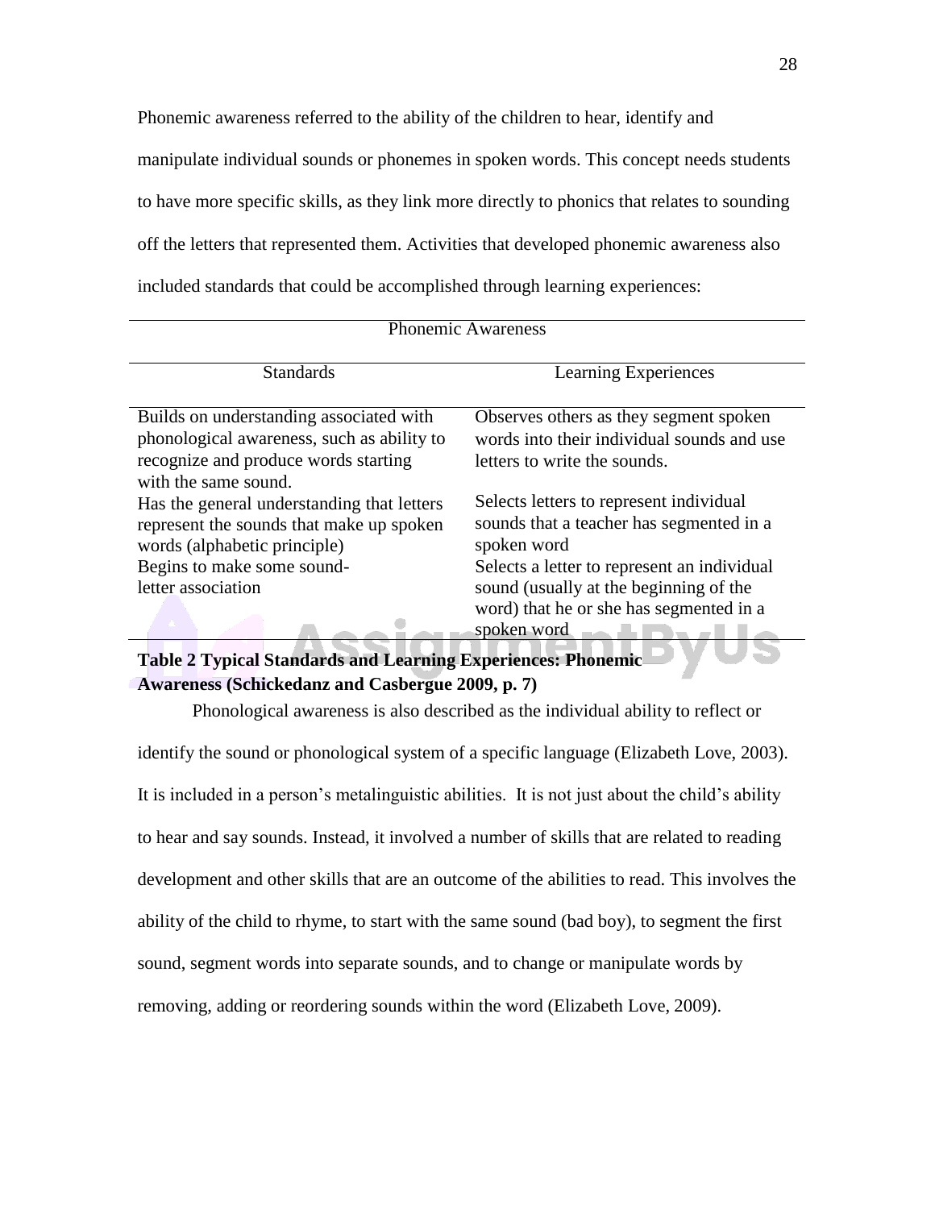Phonemic awareness referred to the ability of the children to hear, identify and manipulate individual sounds or phonemes in spoken words. This concept needs students to have more specific skills, as they link more directly to phonics that relates to sounding off the letters that represented them. Activities that developed phonemic awareness also included standards that could be accomplished through learning experiences:

| Phonemic Awareness | |
|---|---|
| **Standards** | **Learning Experiences** |
| Builds on understanding associated with phonological awareness, such as ability to recognize and produce words starting with the same sound. | Observes others as they segment spoken words into their individual sounds and use letters to write the sounds. |
| Has the general understanding that letters represent the sounds that make up spoken words (alphabetic principle) | Selects letters to represent individual sounds that a teacher has segmented in a spoken word |
| Begins to make some sound-letter association | Selects a letter to represent an individual sound (usually at the beginning of the word) that he or she has segmented in a spoken word |

**Table 2 Typical Standards and Learning Experiences: Phonemic Awareness (Schickedanz and Casbergue 2009, p. 7)**

Phonological awareness is also described as the individual ability to reflect or identify the sound or phonological system of a specific language (Elizabeth Love, 2003). It is included in a person's metalinguistic abilities. It is not just about the child's ability to hear and say sounds. Instead, it involved a number of skills that are related to reading development and other skills that are an outcome of the abilities to read. This involves the ability of the child to rhyme, to start with the same sound (bad boy), to segment the first sound, segment words into separate sounds, and to change or manipulate words by removing, adding or reordering sounds within the word (Elizabeth Love, 2009).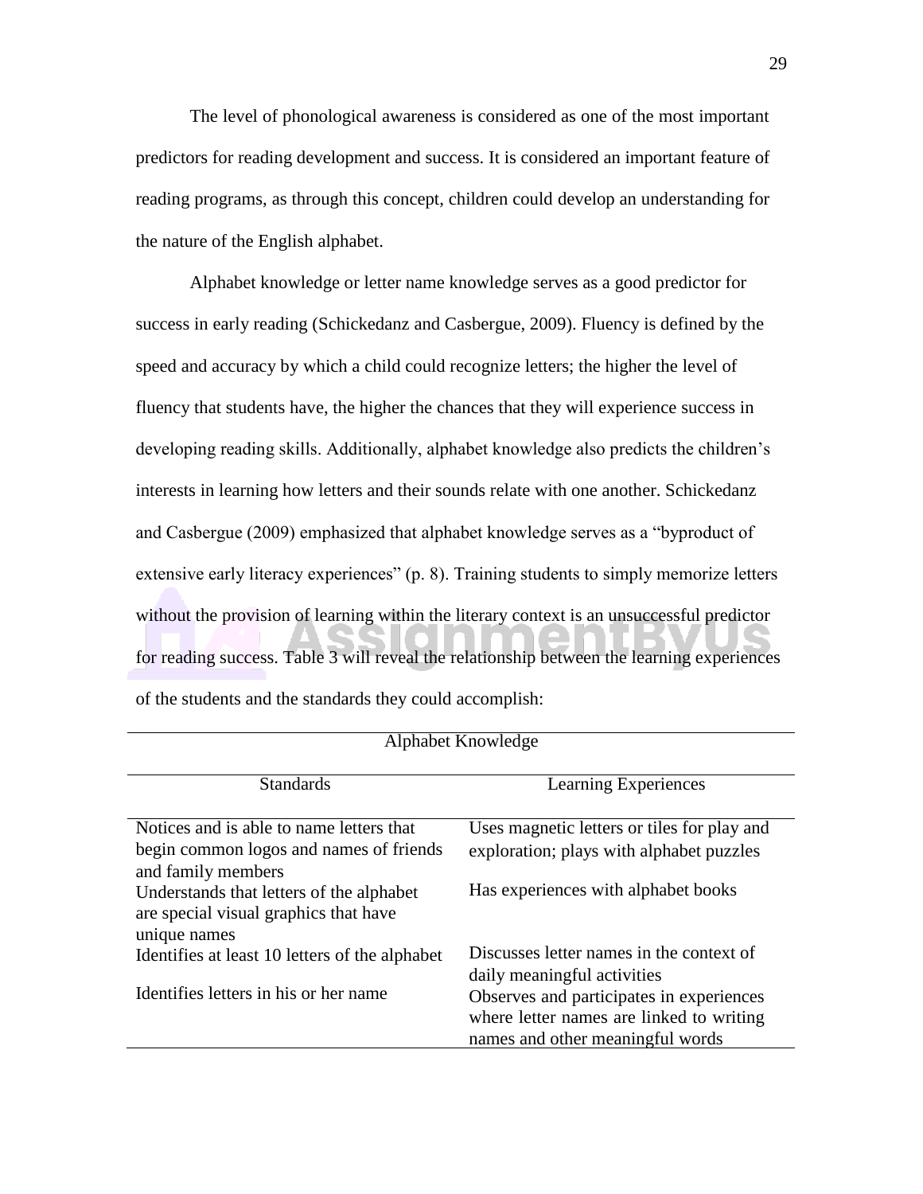The level of phonological awareness is considered as one of the most important predictors for reading development and success. It is considered an important feature of reading programs, as through this concept, children could develop an understanding for the nature of the English alphabet.

Alphabet knowledge or letter name knowledge serves as a good predictor for success in early reading (Schickedanz and Casbergue, 2009). Fluency is defined by the speed and accuracy by which a child could recognize letters; the higher the level of fluency that students have, the higher the chances that they will experience success in developing reading skills. Additionally, alphabet knowledge also predicts the children's interests in learning how letters and their sounds relate with one another. Schickedanz and Casbergue (2009) emphasized that alphabet knowledge serves as a "byproduct of extensive early literacy experiences" (p. 8). Training students to simply memorize letters without the provision of learning within the literary context is an unsuccessful predictor for reading success. Table 3 will reveal the relationship between the learning experiences of the students and the standards they could accomplish:

| Alphabet Knowledge | |
|---|---|
| Standards | Learning Experiences |
| Notices and is able to name letters that begin common logos and names of friends and family members | Uses magnetic letters or tiles for play and exploration; plays with alphabet puzzles |
| Understands that letters of the alphabet are special visual graphics that have unique names | Has experiences with alphabet books |
| Identifies at least 10 letters of the alphabet | Discusses letter names in the context of daily meaningful activities |
| Identifies letters in his or her name | Observes and participates in experiences where letter names are linked to writing names and other meaningful words |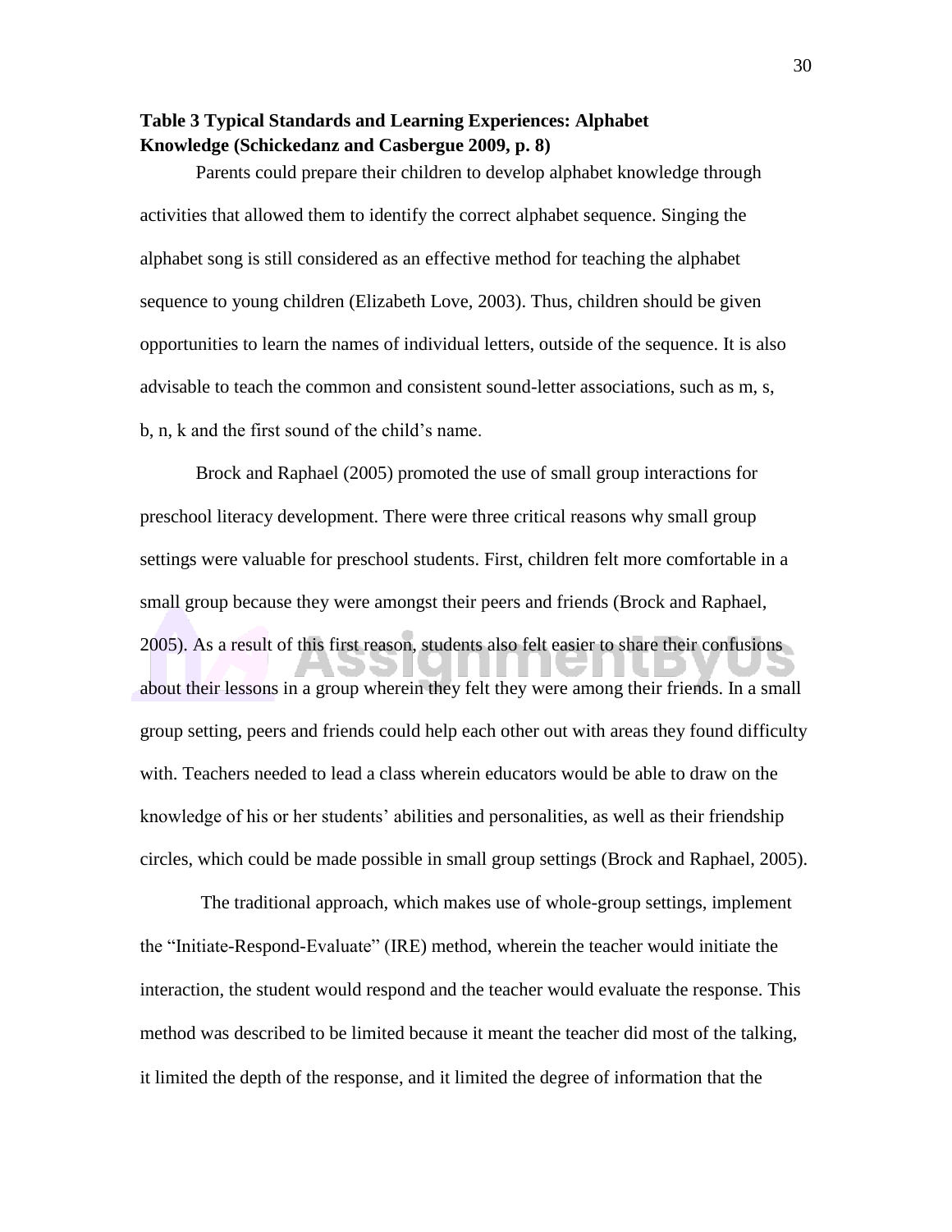**Table 3 Typical Standards and Learning Experiences: Alphabet Knowledge (Schickedanz and Casbergue 2009, p. 8)**

Parents could prepare their children to develop alphabet knowledge through activities that allowed them to identify the correct alphabet sequence. Singing the alphabet song is still considered as an effective method for teaching the alphabet sequence to young children (Elizabeth Love, 2003). Thus, children should be given opportunities to learn the names of individual letters, outside of the sequence. It is also advisable to teach the common and consistent sound-letter associations, such as m, s, b, n, k and the first sound of the child's name.

Brock and Raphael (2005) promoted the use of small group interactions for preschool literacy development. There were three critical reasons why small group settings were valuable for preschool students. First, children felt more comfortable in a small group because they were amongst their peers and friends (Brock and Raphael, 2005). As a result of this first reason, students also felt easier to share their confusions about their lessons in a group wherein they felt they were among their friends. In a small group setting, peers and friends could help each other out with areas they found difficulty with. Teachers needed to lead a class wherein educators would be able to draw on the knowledge of his or her students' abilities and personalities, as well as their friendship circles, which could be made possible in small group settings (Brock and Raphael, 2005).

The traditional approach, which makes use of whole-group settings, implement the "Initiate-Respond-Evaluate" (IRE) method, wherein the teacher would initiate the interaction, the student would respond and the teacher would evaluate the response. This method was described to be limited because it meant the teacher did most of the talking, it limited the depth of the response, and it limited the degree of information that the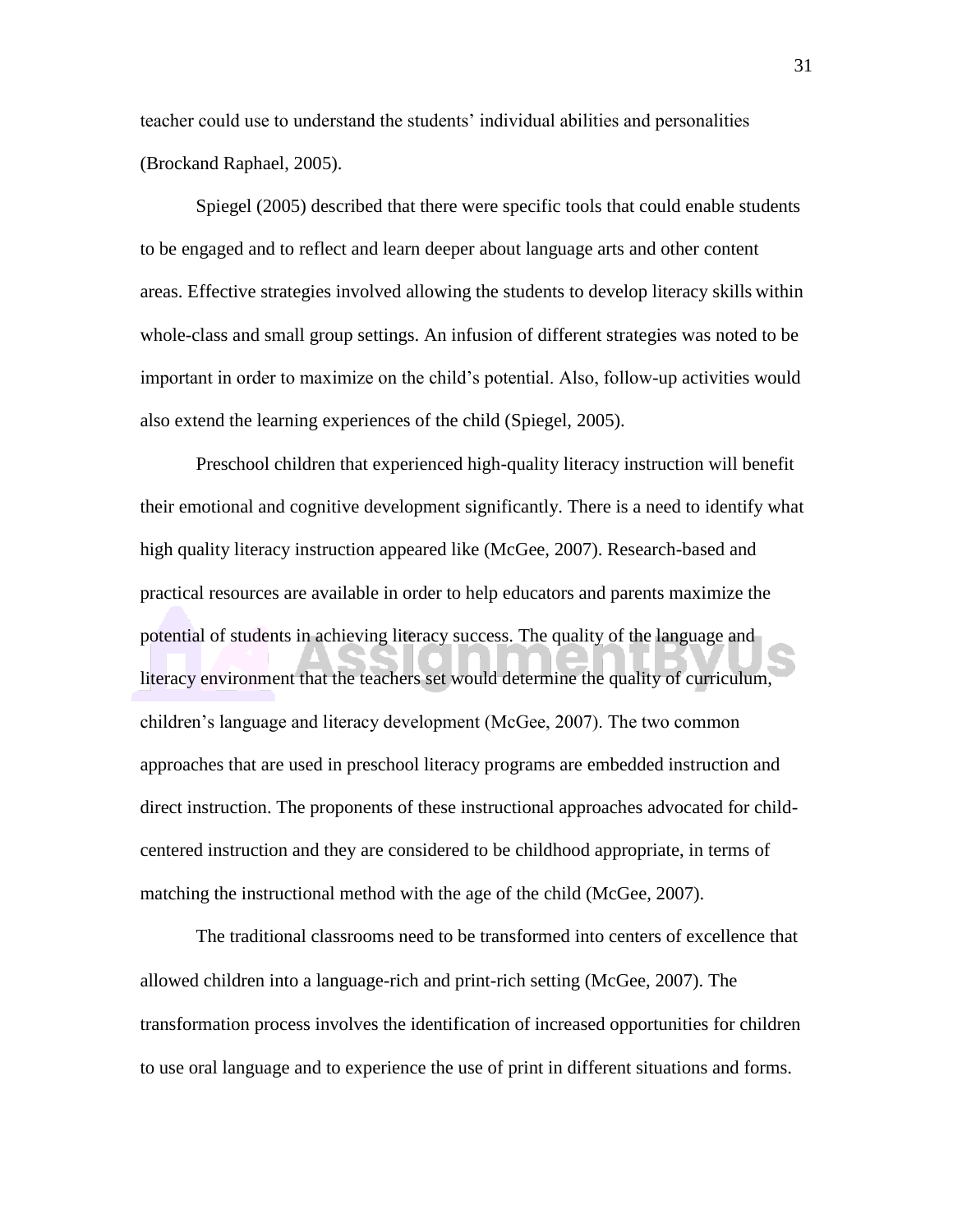teacher could use to understand the students' individual abilities and personalities (Brockand Raphael, 2005).

Spiegel (2005) described that there were specific tools that could enable students to be engaged and to reflect and learn deeper about language arts and other content areas. Effective strategies involved allowing the students to develop literacy skills within whole-class and small group settings. An infusion of different strategies was noted to be important in order to maximize on the child's potential. Also, follow-up activities would also extend the learning experiences of the child (Spiegel, 2005).

Preschool children that experienced high-quality literacy instruction will benefit their emotional and cognitive development significantly. There is a need to identify what high quality literacy instruction appeared like (McGee, 2007). Research-based and practical resources are available in order to help educators and parents maximize the potential of students in achieving literacy success. The quality of the language and literacy environment that the teachers set would determine the quality of curriculum, children's language and literacy development (McGee, 2007). The two common approaches that are used in preschool literacy programs are embedded instruction and direct instruction. The proponents of these instructional approaches advocated for child-centered instruction and they are considered to be childhood appropriate, in terms of matching the instructional method with the age of the child (McGee, 2007).

The traditional classrooms need to be transformed into centers of excellence that allowed children into a language-rich and print-rich setting (McGee, 2007). The transformation process involves the identification of increased opportunities for children to use oral language and to experience the use of print in different situations and forms.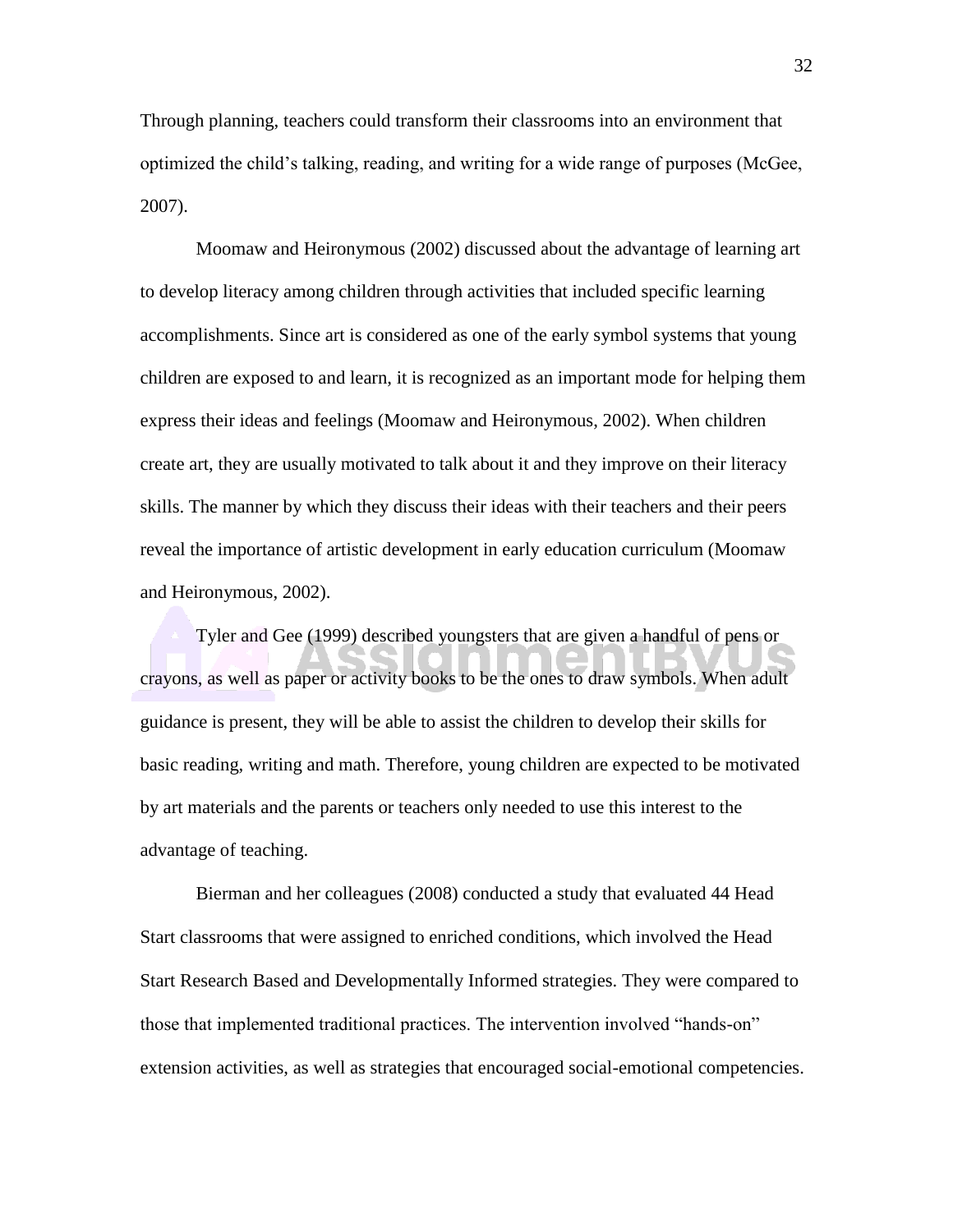Through planning, teachers could transform their classrooms into an environment that optimized the child's talking, reading, and writing for a wide range of purposes (McGee, 2007).

Moomaw and Heironymous (2002) discussed about the advantage of learning art to develop literacy among children through activities that included specific learning accomplishments. Since art is considered as one of the early symbol systems that young children are exposed to and learn, it is recognized as an important mode for helping them express their ideas and feelings (Moomaw and Heironymous, 2002). When children create art, they are usually motivated to talk about it and they improve on their literacy skills. The manner by which they discuss their ideas with their teachers and their peers reveal the importance of artistic development in early education curriculum (Moomaw and Heironymous, 2002).

Tyler and Gee (1999) described youngsters that are given a handful of pens or crayons, as well as paper or activity books to be the ones to draw symbols. When adult guidance is present, they will be able to assist the children to develop their skills for basic reading, writing and math. Therefore, young children are expected to be motivated by art materials and the parents or teachers only needed to use this interest to the advantage of teaching.

Bierman and her colleagues (2008) conducted a study that evaluated 44 Head Start classrooms that were assigned to enriched conditions, which involved the Head Start Research Based and Developmentally Informed strategies. They were compared to those that implemented traditional practices. The intervention involved "hands-on" extension activities, as well as strategies that encouraged social-emotional competencies.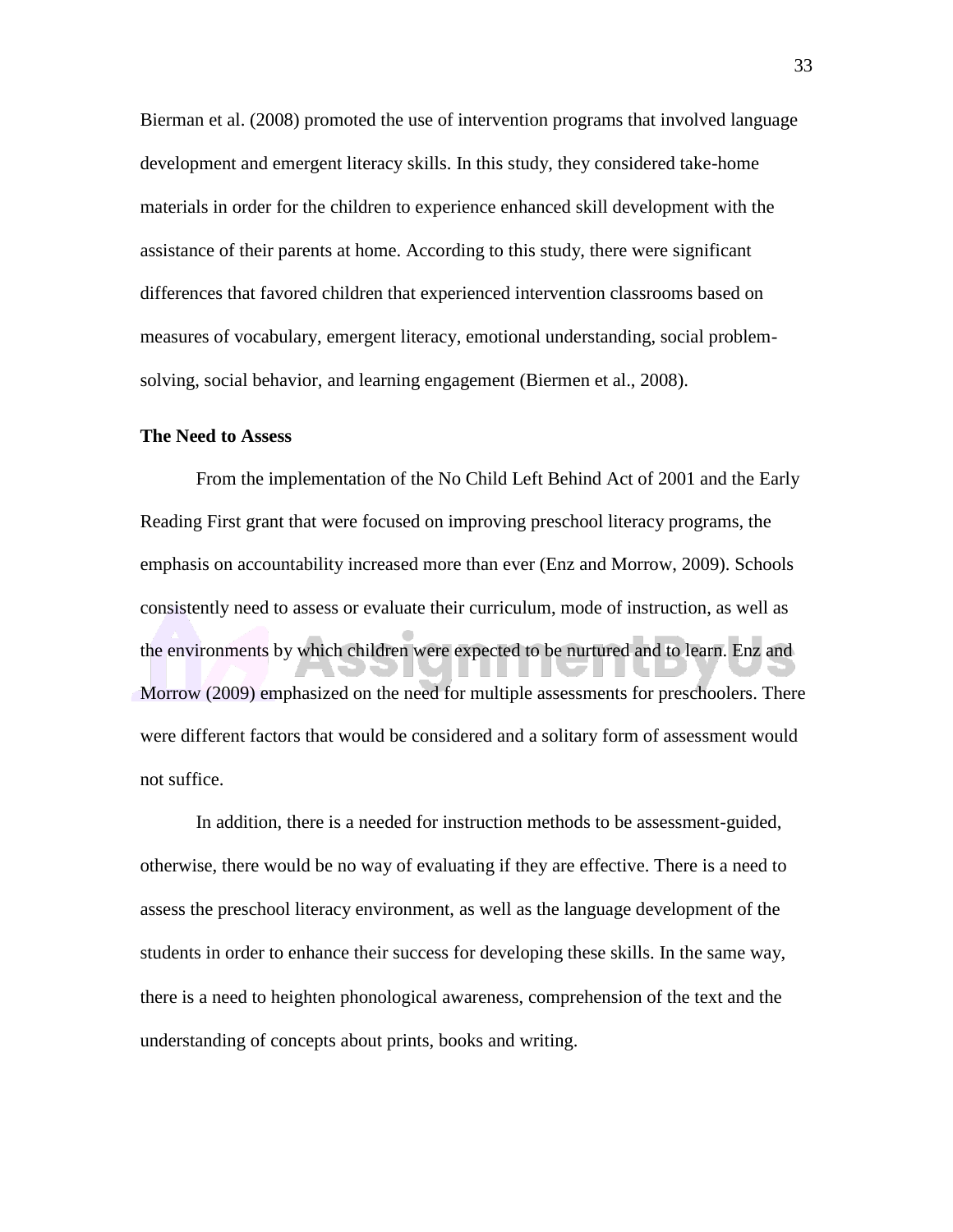Bierman et al. (2008) promoted the use of intervention programs that involved language development and emergent literacy skills. In this study, they considered take-home materials in order for the children to experience enhanced skill development with the assistance of their parents at home. According to this study, there were significant differences that favored children that experienced intervention classrooms based on measures of vocabulary, emergent literacy, emotional understanding, social problem-solving, social behavior, and learning engagement (Biermen et al., 2008).

**The Need to Assess**

From the implementation of the No Child Left Behind Act of 2001 and the Early Reading First grant that were focused on improving preschool literacy programs, the emphasis on accountability increased more than ever (Enz and Morrow, 2009). Schools consistently need to assess or evaluate their curriculum, mode of instruction, as well as the environments by which children were expected to be nurtured and to learn. Enz and Morrow (2009) emphasized on the need for multiple assessments for preschoolers. There were different factors that would be considered and a solitary form of assessment would not suffice.

In addition, there is a needed for instruction methods to be assessment-guided, otherwise, there would be no way of evaluating if they are effective. There is a need to assess the preschool literacy environment, as well as the language development of the students in order to enhance their success for developing these skills. In the same way, there is a need to heighten phonological awareness, comprehension of the text and the understanding of concepts about prints, books and writing.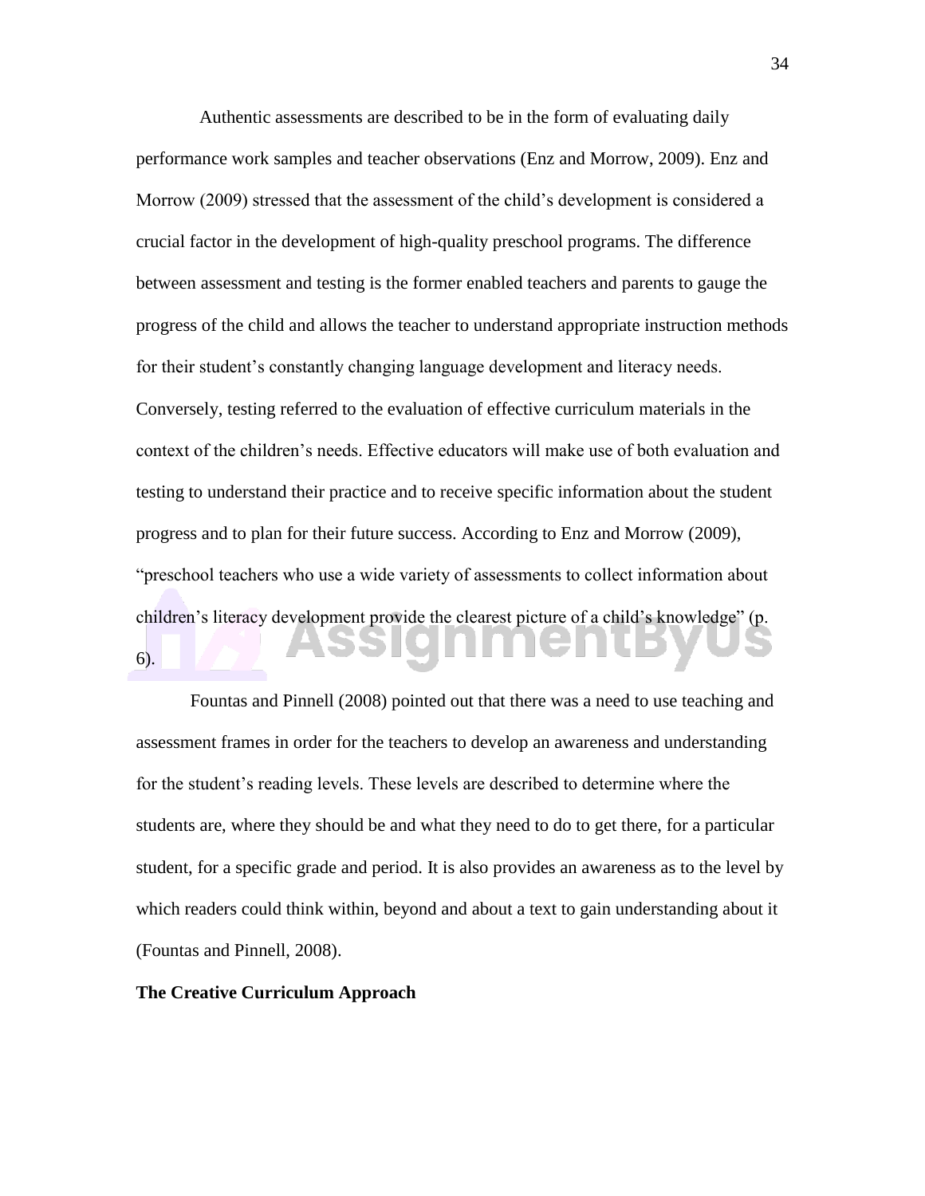Authentic assessments are described to be in the form of evaluating daily performance work samples and teacher observations (Enz and Morrow, 2009). Enz and Morrow (2009) stressed that the assessment of the child's development is considered a crucial factor in the development of high-quality preschool programs. The difference between assessment and testing is the former enabled teachers and parents to gauge the progress of the child and allows the teacher to understand appropriate instruction methods for their student's constantly changing language development and literacy needs. Conversely, testing referred to the evaluation of effective curriculum materials in the context of the children's needs. Effective educators will make use of both evaluation and testing to understand their practice and to receive specific information about the student progress and to plan for their future success. According to Enz and Morrow (2009), "preschool teachers who use a wide variety of assessments to collect information about children's literacy development provide the clearest picture of a child's knowledge" (p. 6).

Fountas and Pinnell (2008) pointed out that there was a need to use teaching and assessment frames in order for the teachers to develop an awareness and understanding for the student's reading levels. These levels are described to determine where the students are, where they should be and what they need to do to get there, for a particular student, for a specific grade and period. It is also provides an awareness as to the level by which readers could think within, beyond and about a text to gain understanding about it (Fountas and Pinnell, 2008).

**The Creative Curriculum Approach**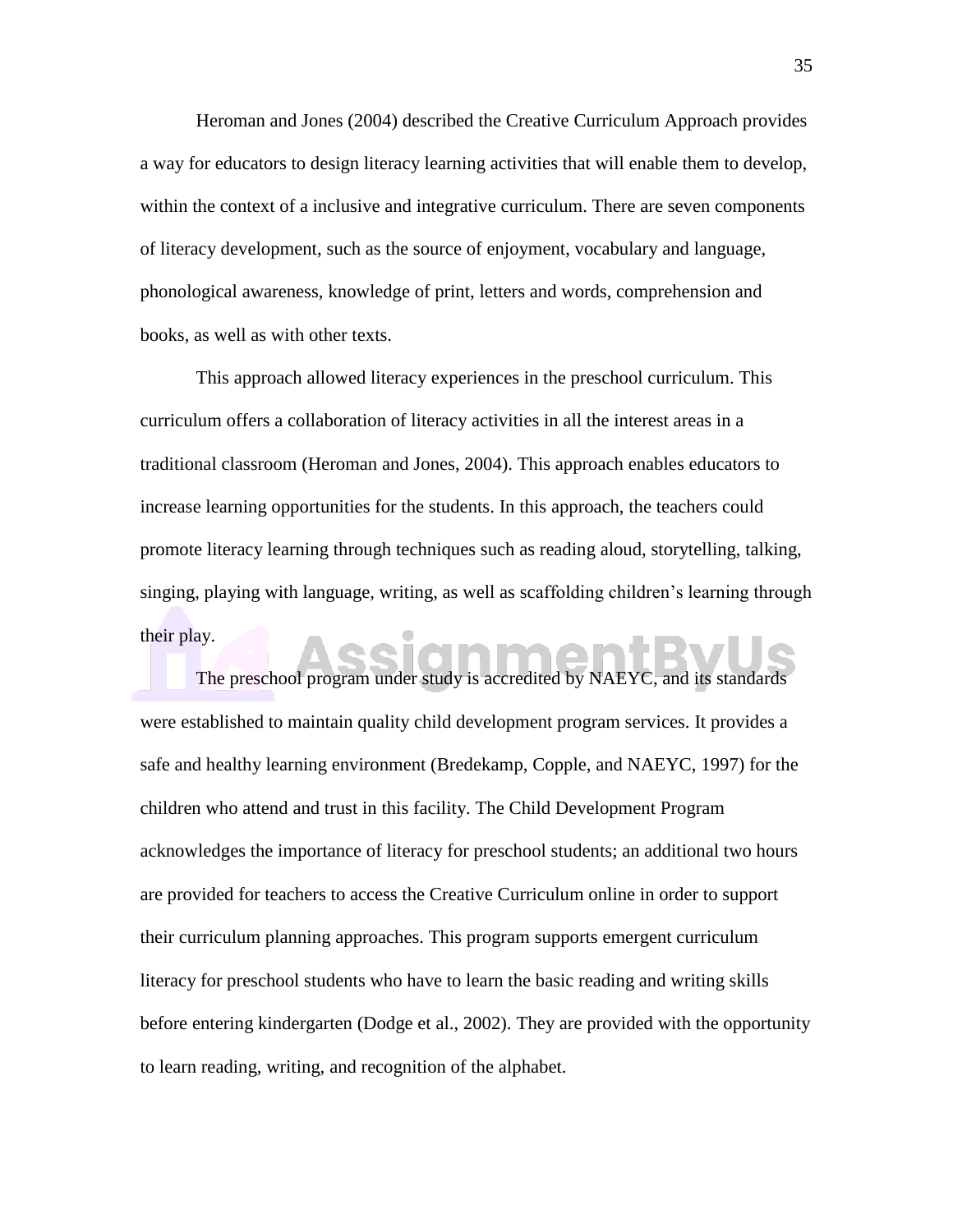Heroman and Jones (2004) described the Creative Curriculum Approach provides a way for educators to design literacy learning activities that will enable them to develop, within the context of a inclusive and integrative curriculum. There are seven components of literacy development, such as the source of enjoyment, vocabulary and language, phonological awareness, knowledge of print, letters and words, comprehension and books, as well as with other texts.

This approach allowed literacy experiences in the preschool curriculum. This curriculum offers a collaboration of literacy activities in all the interest areas in a traditional classroom (Heroman and Jones, 2004). This approach enables educators to increase learning opportunities for the students. In this approach, the teachers could promote literacy learning through techniques such as reading aloud, storytelling, talking, singing, playing with language, writing, as well as scaffolding children's learning through their play.

The preschool program under study is accredited by NAEYC, and its standards were established to maintain quality child development program services. It provides a safe and healthy learning environment (Bredekamp, Copple, and NAEYC, 1997) for the children who attend and trust in this facility. The Child Development Program acknowledges the importance of literacy for preschool students; an additional two hours are provided for teachers to access the Creative Curriculum online in order to support their curriculum planning approaches. This program supports emergent curriculum literacy for preschool students who have to learn the basic reading and writing skills before entering kindergarten (Dodge et al., 2002). They are provided with the opportunity to learn reading, writing, and recognition of the alphabet.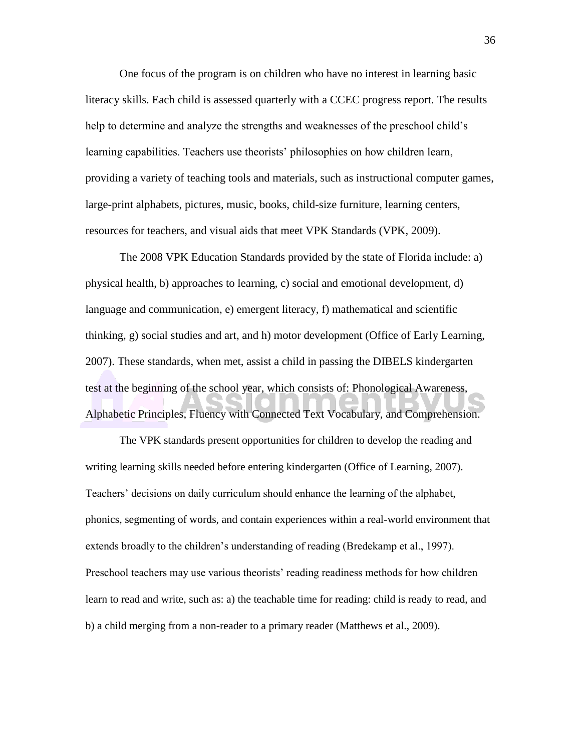One focus of the program is on children who have no interest in learning basic literacy skills. Each child is assessed quarterly with a CCEC progress report. The results help to determine and analyze the strengths and weaknesses of the preschool child's learning capabilities. Teachers use theorists' philosophies on how children learn, providing a variety of teaching tools and materials, such as instructional computer games, large-print alphabets, pictures, music, books, child-size furniture, learning centers, resources for teachers, and visual aids that meet VPK Standards (VPK, 2009).

The 2008 VPK Education Standards provided by the state of Florida include: a) physical health, b) approaches to learning, c) social and emotional development, d) language and communication, e) emergent literacy, f) mathematical and scientific thinking, g) social studies and art, and h) motor development (Office of Early Learning, 2007). These standards, when met, assist a child in passing the DIBELS kindergarten test at the beginning of the school year, which consists of: Phonological Awareness, Alphabetic Principles, Fluency with Connected Text Vocabulary, and Comprehension.

The VPK standards present opportunities for children to develop the reading and writing learning skills needed before entering kindergarten (Office of Learning, 2007). Teachers' decisions on daily curriculum should enhance the learning of the alphabet, phonics, segmenting of words, and contain experiences within a real-world environment that extends broadly to the children's understanding of reading (Bredekamp et al., 1997). Preschool teachers may use various theorists' reading readiness methods for how children learn to read and write, such as: a) the teachable time for reading: child is ready to read, and b) a child merging from a non-reader to a primary reader (Matthews et al., 2009).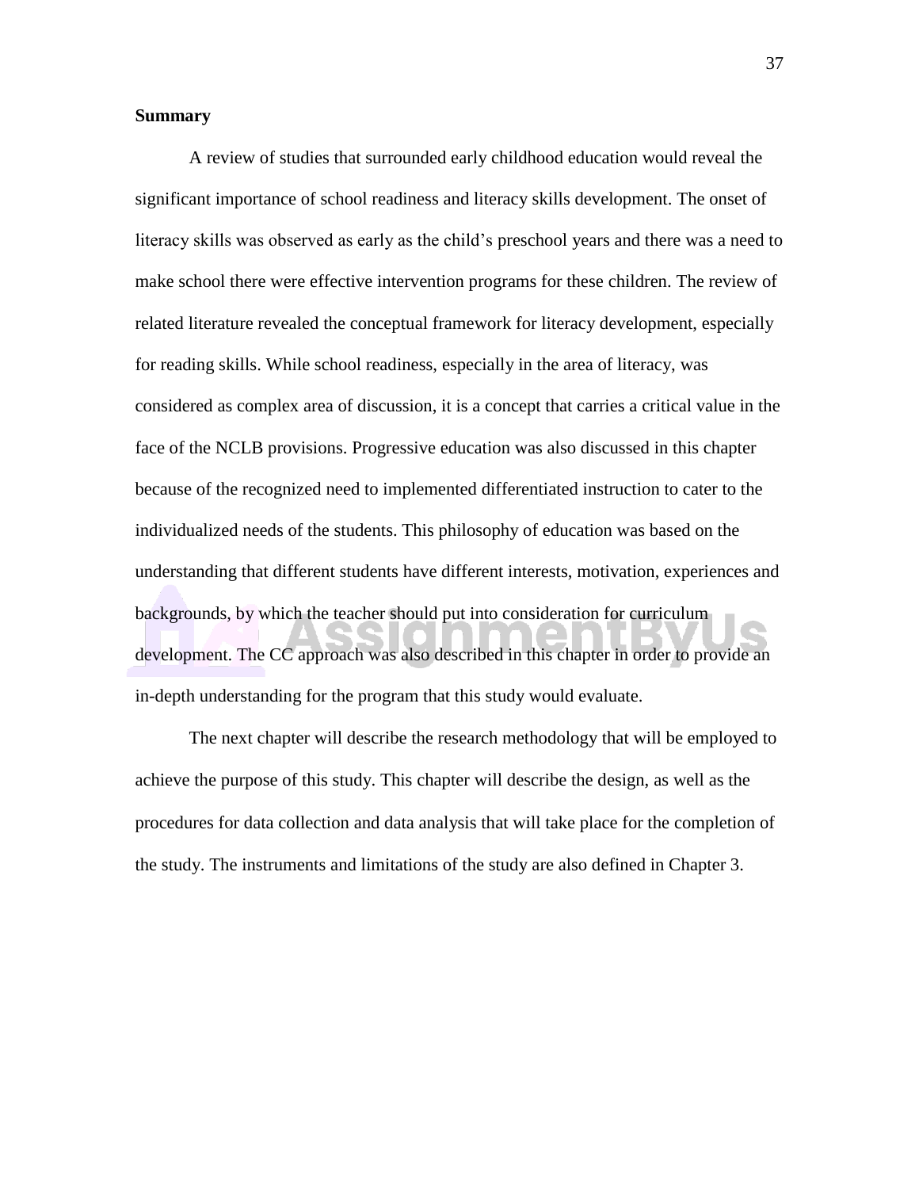**Summary**

A review of studies that surrounded early childhood education would reveal the significant importance of school readiness and literacy skills development. The onset of literacy skills was observed as early as the child's preschool years and there was a need to make school there were effective intervention programs for these children. The review of related literature revealed the conceptual framework for literacy development, especially for reading skills. While school readiness, especially in the area of literacy, was considered as complex area of discussion, it is a concept that carries a critical value in the face of the NCLB provisions. Progressive education was also discussed in this chapter because of the recognized need to implemented differentiated instruction to cater to the individualized needs of the students. This philosophy of education was based on the understanding that different students have different interests, motivation, experiences and backgrounds, by which the teacher should put into consideration for curriculum development. The CC approach was also described in this chapter in order to provide an in-depth understanding for the program that this study would evaluate.

The next chapter will describe the research methodology that will be employed to achieve the purpose of this study. This chapter will describe the design, as well as the procedures for data collection and data analysis that will take place for the completion of the study. The instruments and limitations of the study are also defined in Chapter 3.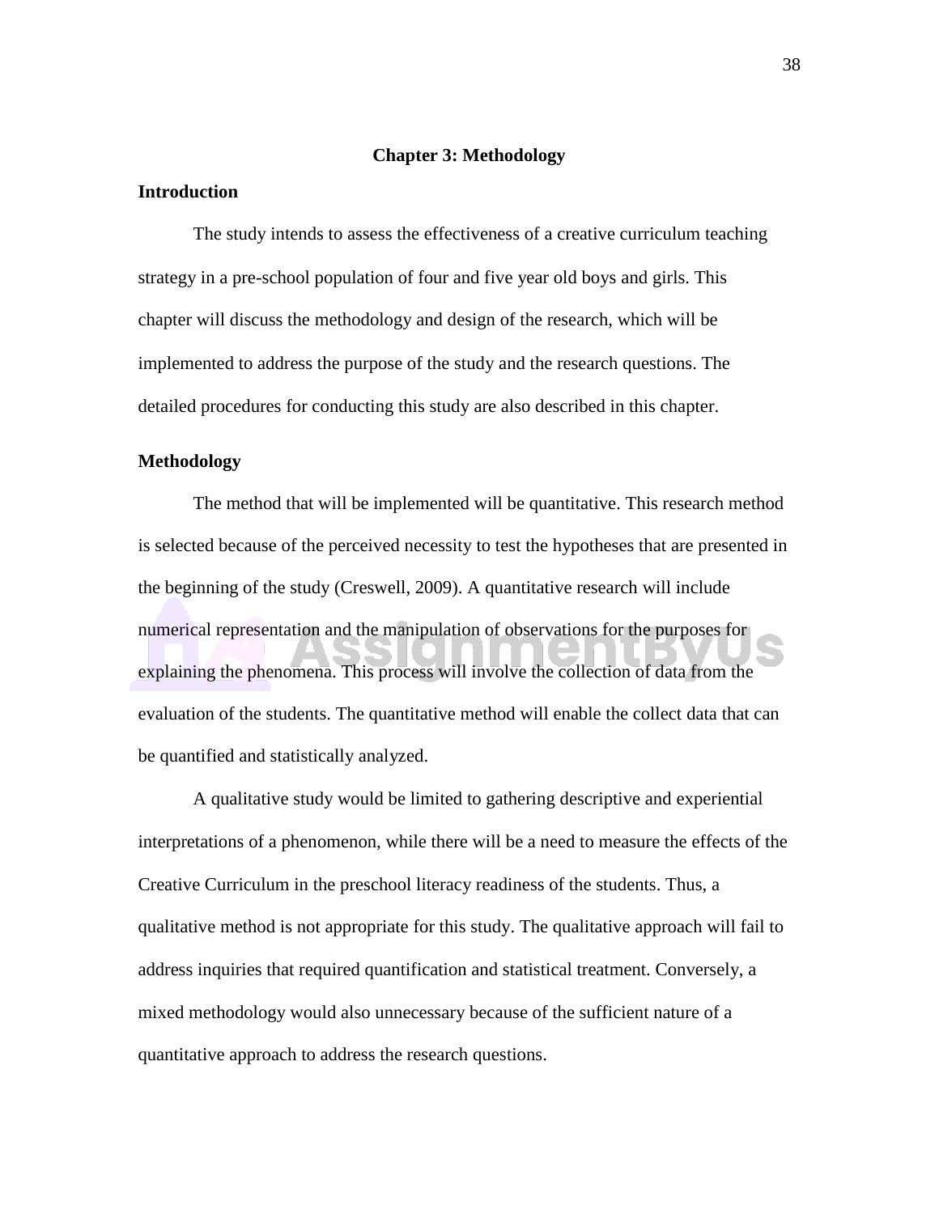# Chapter 3: Methodology

## Introduction

The study intends to assess the effectiveness of a creative curriculum teaching strategy in a pre-school population of four and five year old boys and girls. This chapter will discuss the methodology and design of the research, which will be implemented to address the purpose of the study and the research questions. The detailed procedures for conducting this study are also described in this chapter.

## Methodology

The method that will be implemented will be quantitative. This research method is selected because of the perceived necessity to test the hypotheses that are presented in the beginning of the study (Creswell, 2009). A quantitative research will include numerical representation and the manipulation of observations for the purposes for explaining the phenomena. This process will involve the collection of data from the evaluation of the students. The quantitative method will enable the collect data that can be quantified and statistically analyzed.

A qualitative study would be limited to gathering descriptive and experiential interpretations of a phenomenon, while there will be a need to measure the effects of the Creative Curriculum in the preschool literacy readiness of the students. Thus, a qualitative method is not appropriate for this study. The qualitative approach will fail to address inquiries that required quantification and statistical treatment. Conversely, a mixed methodology would also unnecessary because of the sufficient nature of a quantitative approach to address the research questions.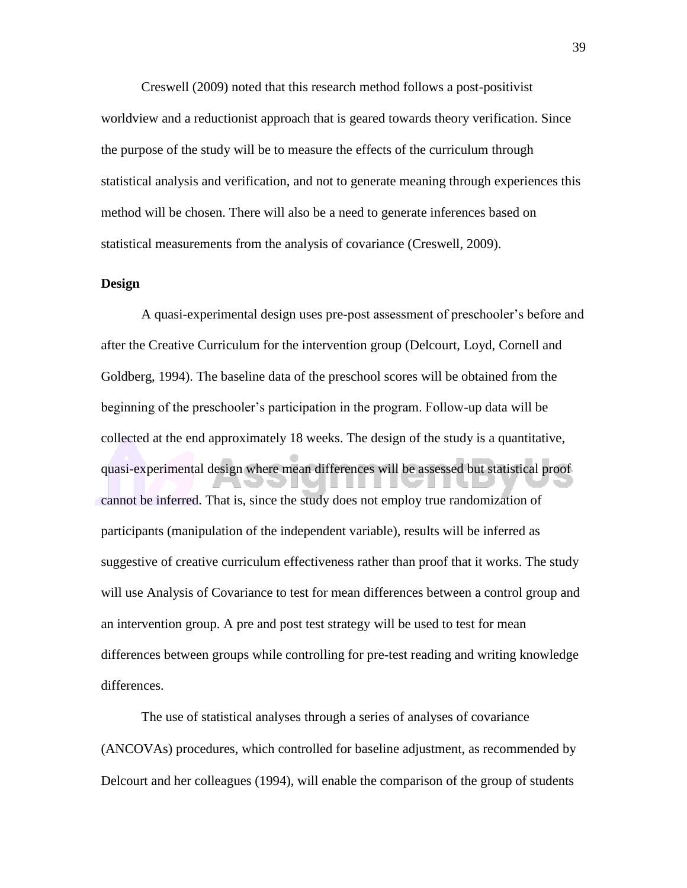Creswell (2009) noted that this research method follows a post-positivist worldview and a reductionist approach that is geared towards theory verification. Since the purpose of the study will be to measure the effects of the curriculum through statistical analysis and verification, and not to generate meaning through experiences this method will be chosen. There will also be a need to generate inferences based on statistical measurements from the analysis of covariance (Creswell, 2009).

**Design**

A quasi-experimental design uses pre-post assessment of preschooler's before and after the Creative Curriculum for the intervention group (Delcourt, Loyd, Cornell and Goldberg, 1994). The baseline data of the preschool scores will be obtained from the beginning of the preschooler's participation in the program. Follow-up data will be collected at the end approximately 18 weeks. The design of the study is a quantitative, quasi-experimental design where mean differences will be assessed but statistical proof cannot be inferred. That is, since the study does not employ true randomization of participants (manipulation of the independent variable), results will be inferred as suggestive of creative curriculum effectiveness rather than proof that it works. The study will use Analysis of Covariance to test for mean differences between a control group and an intervention group. A pre and post test strategy will be used to test for mean differences between groups while controlling for pre-test reading and writing knowledge differences.

The use of statistical analyses through a series of analyses of covariance (ANCOVAs) procedures, which controlled for baseline adjustment, as recommended by Delcourt and her colleagues (1994), will enable the comparison of the group of students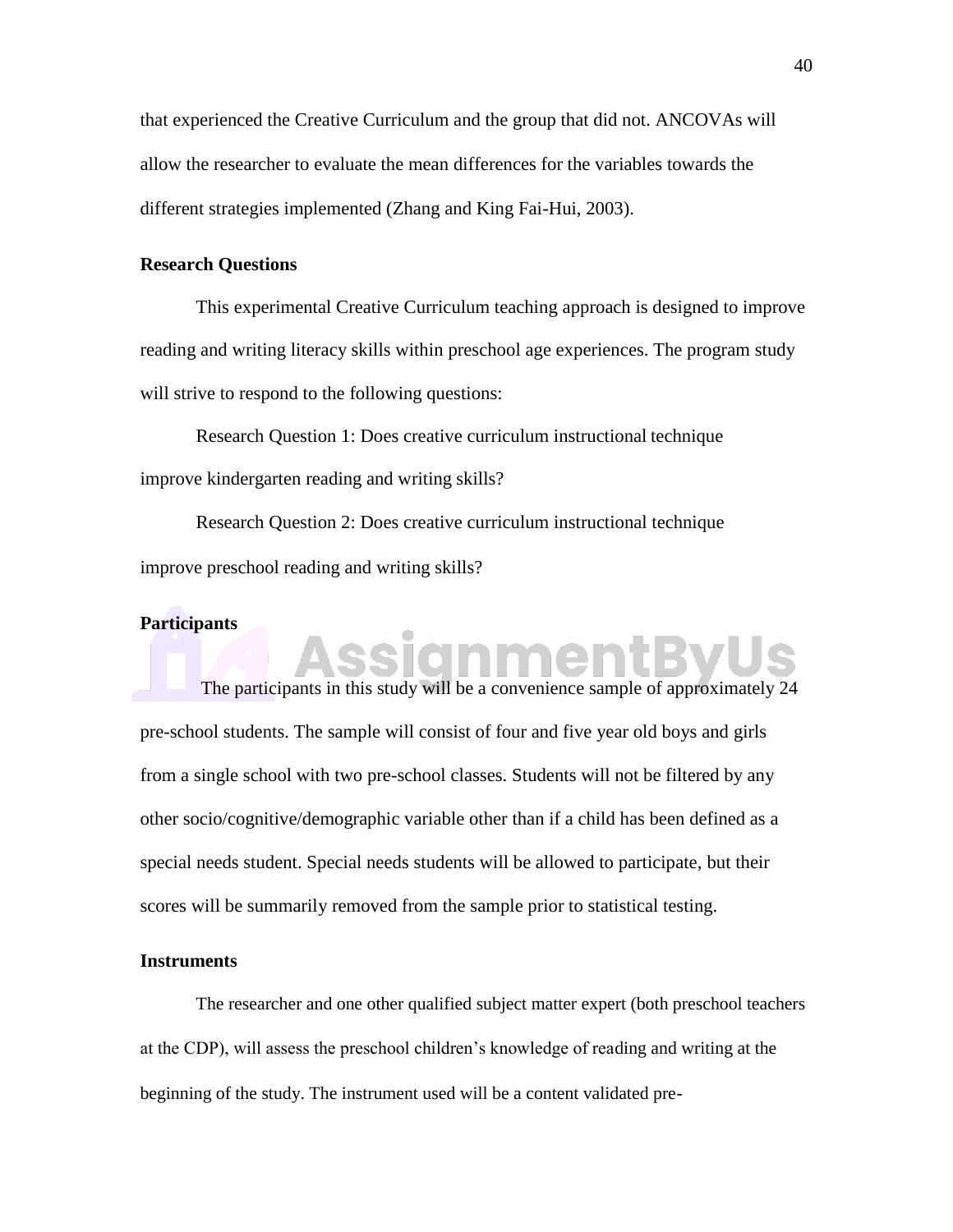that experienced the Creative Curriculum and the group that did not. ANCOVAs will allow the researcher to evaluate the mean differences for the variables towards the different strategies implemented (Zhang and King Fai-Hui, 2003).

### Research Questions

This experimental Creative Curriculum teaching approach is designed to improve reading and writing literacy skills within preschool age experiences. The program study will strive to respond to the following questions:

Research Question 1: Does creative curriculum instructional technique improve kindergarten reading and writing skills?

Research Question 2: Does creative curriculum instructional technique improve preschool reading and writing skills?

### Participants

The participants in this study will be a convenience sample of approximately 24 pre-school students. The sample will consist of four and five year old boys and girls from a single school with two pre-school classes. Students will not be filtered by any other socio/cognitive/demographic variable other than if a child has been defined as a special needs student. Special needs students will be allowed to participate, but their scores will be summarily removed from the sample prior to statistical testing.

### Instruments

The researcher and one other qualified subject matter expert (both preschool teachers at the CDP), will assess the preschool children's knowledge of reading and writing at the beginning of the study. The instrument used will be a content validated pre-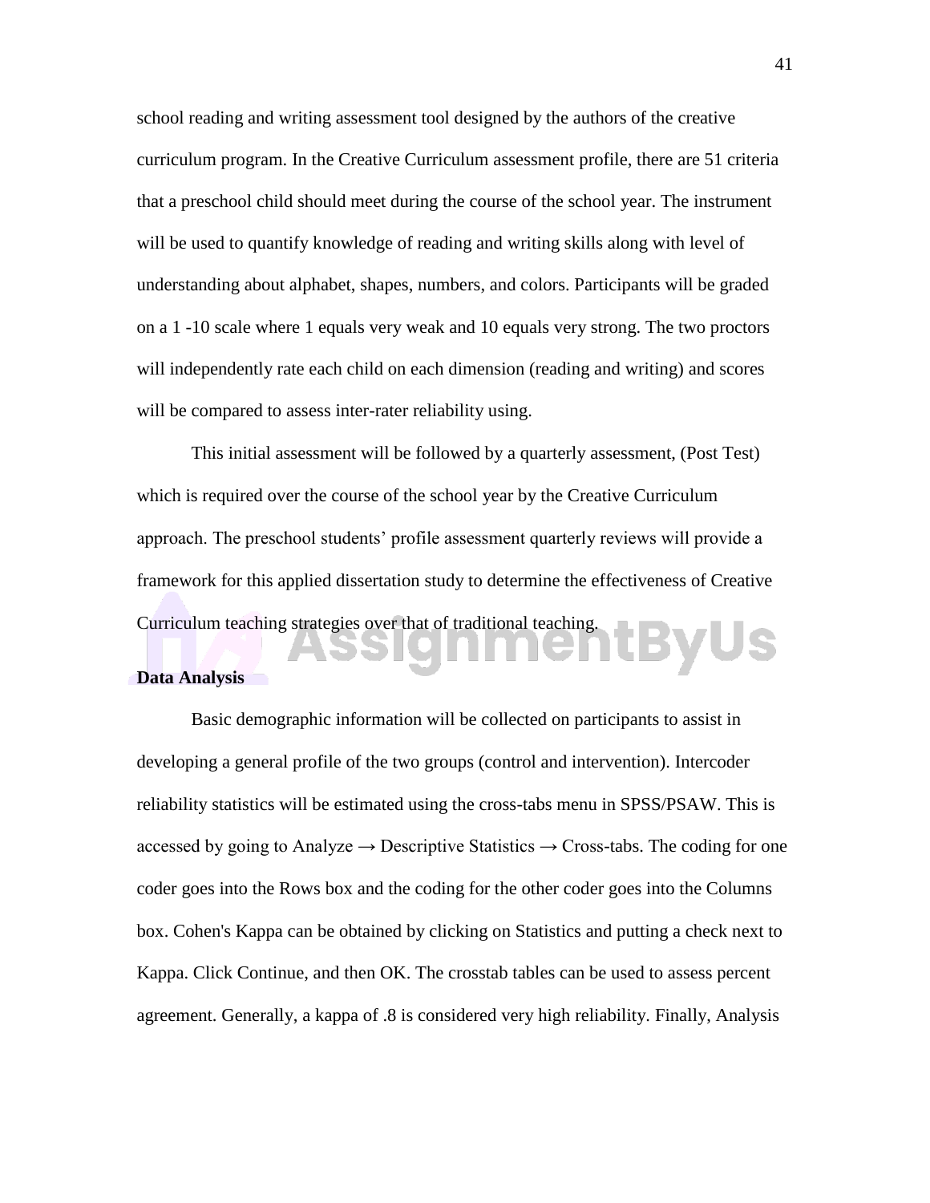school reading and writing assessment tool designed by the authors of the creative curriculum program. In the Creative Curriculum assessment profile, there are 51 criteria that a preschool child should meet during the course of the school year. The instrument will be used to quantify knowledge of reading and writing skills along with level of understanding about alphabet, shapes, numbers, and colors. Participants will be graded on a 1 -10 scale where 1 equals very weak and 10 equals very strong. The two proctors will independently rate each child on each dimension (reading and writing) and scores will be compared to assess inter-rater reliability using.

This initial assessment will be followed by a quarterly assessment, (Post Test) which is required over the course of the school year by the Creative Curriculum approach. The preschool students' profile assessment quarterly reviews will provide a framework for this applied dissertation study to determine the effectiveness of Creative Curriculum teaching strategies over that of traditional teaching.

**Data Analysis**

Basic demographic information will be collected on participants to assist in developing a general profile of the two groups (control and intervention). Intercoder reliability statistics will be estimated using the cross-tabs menu in SPSS/PSAW. This is accessed by going to Analyze → Descriptive Statistics → Cross-tabs. The coding for one coder goes into the Rows box and the coding for the other coder goes into the Columns box. Cohen's Kappa can be obtained by clicking on Statistics and putting a check next to Kappa. Click Continue, and then OK. The crosstab tables can be used to assess percent agreement. Generally, a kappa of .8 is considered very high reliability. Finally, Analysis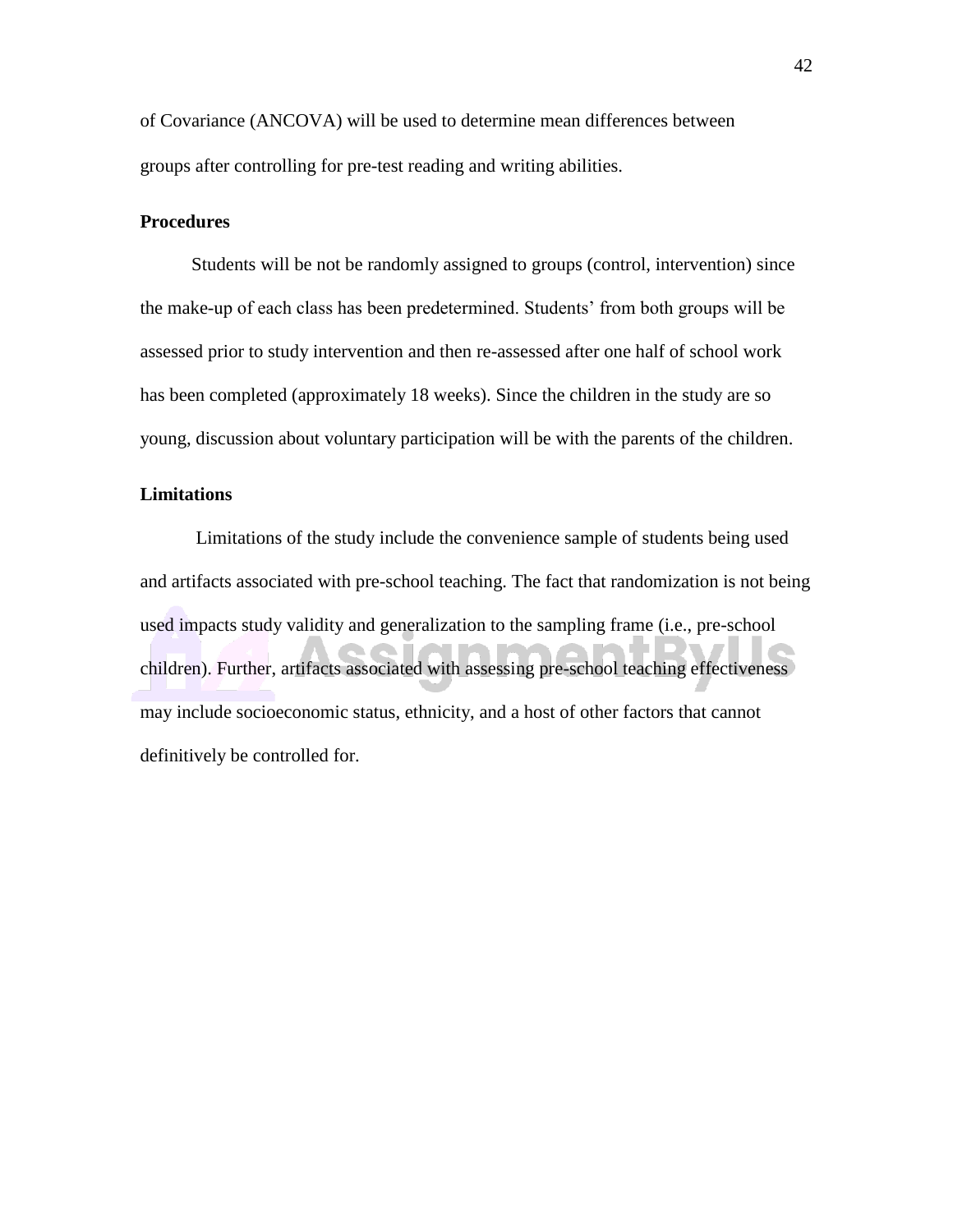of Covariance (ANCOVA) will be used to determine mean differences between groups after controlling for pre-test reading and writing abilities.

**Procedures**

Students will be not be randomly assigned to groups (control, intervention) since the make-up of each class has been predetermined. Students' from both groups will be assessed prior to study intervention and then re-assessed after one half of school work has been completed (approximately 18 weeks). Since the children in the study are so young, discussion about voluntary participation will be with the parents of the children.

**Limitations**

Limitations of the study include the convenience sample of students being used and artifacts associated with pre-school teaching. The fact that randomization is not being used impacts study validity and generalization to the sampling frame (i.e., pre-school children). Further, artifacts associated with assessing pre-school teaching effectiveness may include socioeconomic status, ethnicity, and a host of other factors that cannot definitively be controlled for.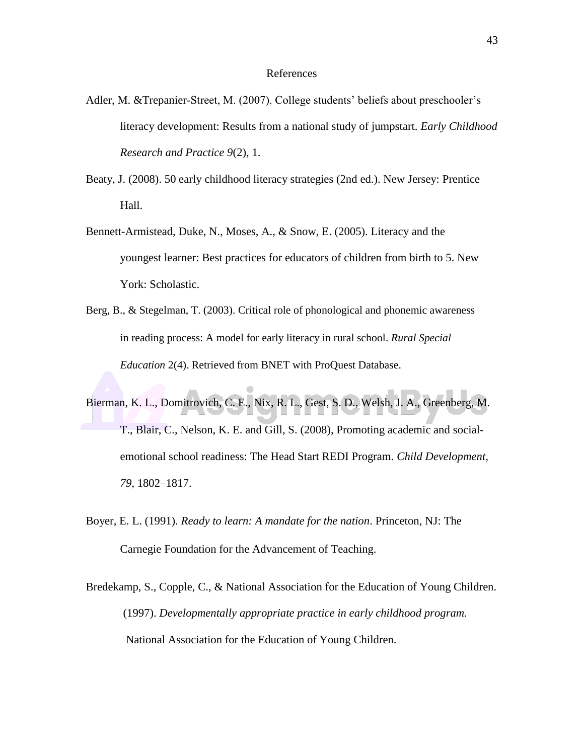# References

Adler, M. &Trepanier-Street, M. (2007). College students' beliefs about preschooler's literacy development: Results from a national study of jumpstart. *Early Childhood Research and Practice 9*(2), 1.

Beaty, J. (2008). 50 early childhood literacy strategies (2nd ed.). New Jersey: Prentice Hall.

Bennett-Armistead, Duke, N., Moses, A., & Snow, E. (2005). Literacy and the youngest learner: Best practices for educators of children from birth to 5. New York: Scholastic.

Berg, B., & Stegelman, T. (2003). Critical role of phonological and phonemic awareness in reading process: A model for early literacy in rural school. *Rural Special Education* 2(4). Retrieved from BNET with ProQuest Database.

Bierman, K. L., Domitrovich, C. E., Nix, R. L., Gest, S. D., Welsh, J. A., Greenberg, M. T., Blair, C., Nelson, K. E. and Gill, S. (2008), Promoting academic and social-emotional school readiness: The Head Start REDI Program. *Child Development*, *79*, 1802–1817.

Boyer, E. L. (1991). *Ready to learn: A mandate for the nation*. Princeton, NJ: The Carnegie Foundation for the Advancement of Teaching.

Bredekamp, S., Copple, C., & National Association for the Education of Young Children. (1997). *Developmentally appropriate practice in early childhood program.* National Association for the Education of Young Children.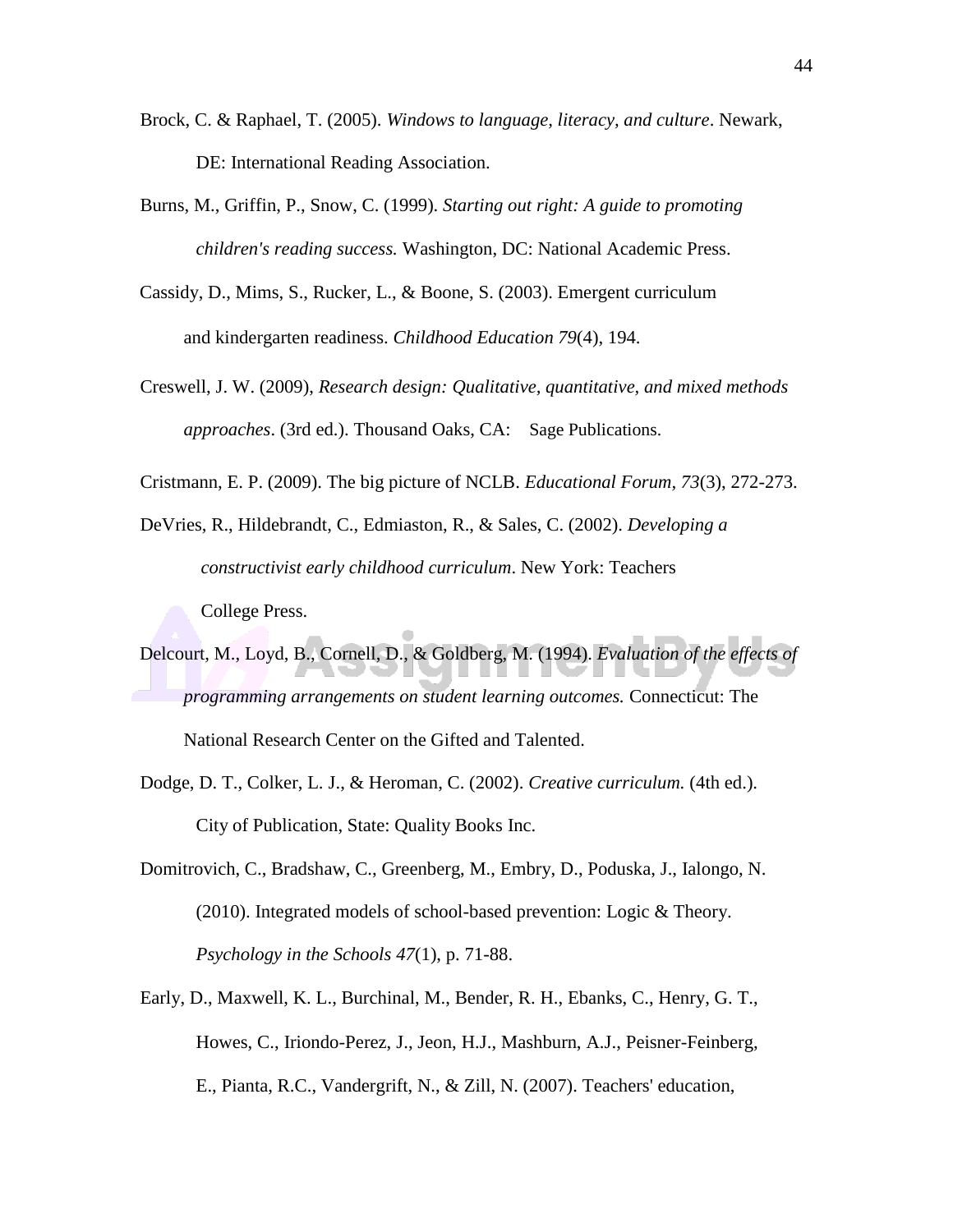Brock, C. & Raphael, T. (2005). *Windows to language, literacy, and culture*. Newark, DE: International Reading Association.

Burns, M., Griffin, P., Snow, C. (1999). *Starting out right: A guide to promoting children's reading success.* Washington, DC: National Academic Press.

Cassidy, D., Mims, S., Rucker, L., & Boone, S. (2003). Emergent curriculum and kindergarten readiness. *Childhood Education 79*(4), 194.

Creswell, J. W. (2009), *Research design: Qualitative, quantitative, and mixed methods approaches*. (3rd ed.). Thousand Oaks, CA: Sage Publications.

Cristmann, E. P. (2009). The big picture of NCLB. *Educational Forum, 73*(3), 272-273.

DeVries, R., Hildebrandt, C., Edmiaston, R., & Sales, C. (2002). *Developing a constructivist early childhood curriculum*. New York: Teachers College Press.

Delcourt, M., Loyd, B., Cornell, D., & Goldberg, M. (1994). *Evaluation of the effects of programming arrangements on student learning outcomes.* Connecticut: The National Research Center on the Gifted and Talented.

Dodge, D. T., Colker, L. J., & Heroman, C. (2002). *Creative curriculum.* (4th ed.). City of Publication, State: Quality Books Inc.

Domitrovich, C., Bradshaw, C., Greenberg, M., Embry, D., Poduska, J., Ialongo, N. (2010). Integrated models of school-based prevention: Logic & Theory. *Psychology in the Schools 47*(1), p. 71-88.

Early, D., Maxwell, K. L., Burchinal, M., Bender, R. H., Ebanks, C., Henry, G. T., Howes, C., Iriondo-Perez, J., Jeon, H.J., Mashburn, A.J., Peisner-Feinberg, E., Pianta, R.C., Vandergrift, N., & Zill, N. (2007). Teachers' education,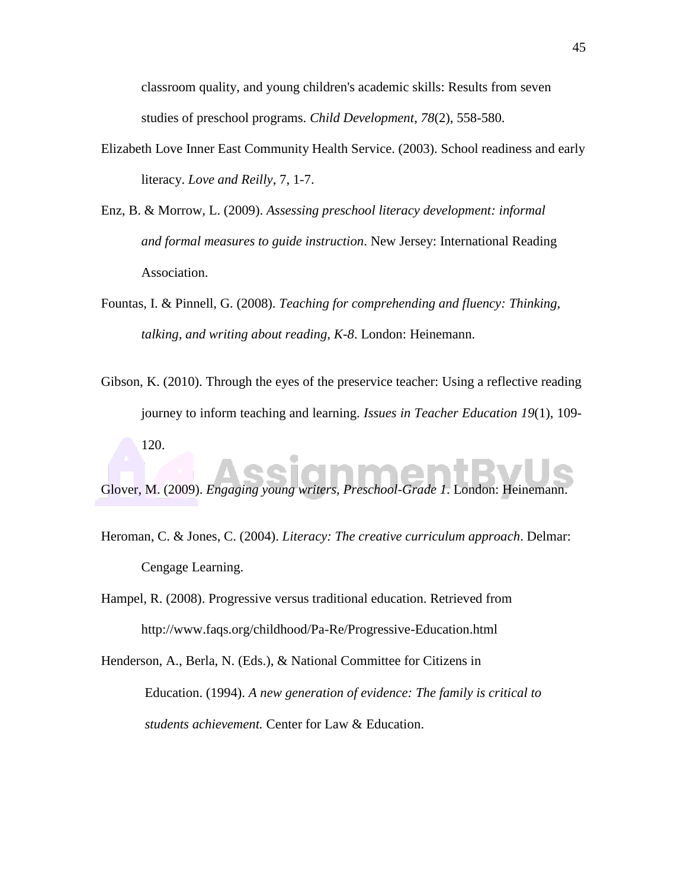classroom quality, and young children's academic skills: Results from seven studies of preschool programs. *Child Development*, *78*(2), 558-580.

Elizabeth Love Inner East Community Health Service. (2003). School readiness and early literacy. *Love and Reilly*, 7, 1-7.

Enz, B. & Morrow, L. (2009). *Assessing preschool literacy development: informal and formal measures to guide instruction*. New Jersey: International Reading Association.

Fountas, I. & Pinnell, G. (2008). *Teaching for comprehending and fluency: Thinking, talking, and writing about reading, K-8*. London: Heinemann.

Gibson, K. (2010). Through the eyes of the preservice teacher: Using a reflective reading journey to inform teaching and learning. *Issues in Teacher Education 19*(1), 109-120.

Glover, M. (2009). *Engaging young writers, Preschool-Grade 1*. London: Heinemann.

Heroman, C. & Jones, C. (2004). *Literacy: The creative curriculum approach*. Delmar: Cengage Learning.

Hampel, R. (2008). Progressive versus traditional education. Retrieved from http://www.faqs.org/childhood/Pa-Re/Progressive-Education.html

Henderson, A., Berla, N. (Eds.), & National Committee for Citizens in Education. (1994). *A new generation of evidence: The family is critical to students achievement.* Center for Law & Education.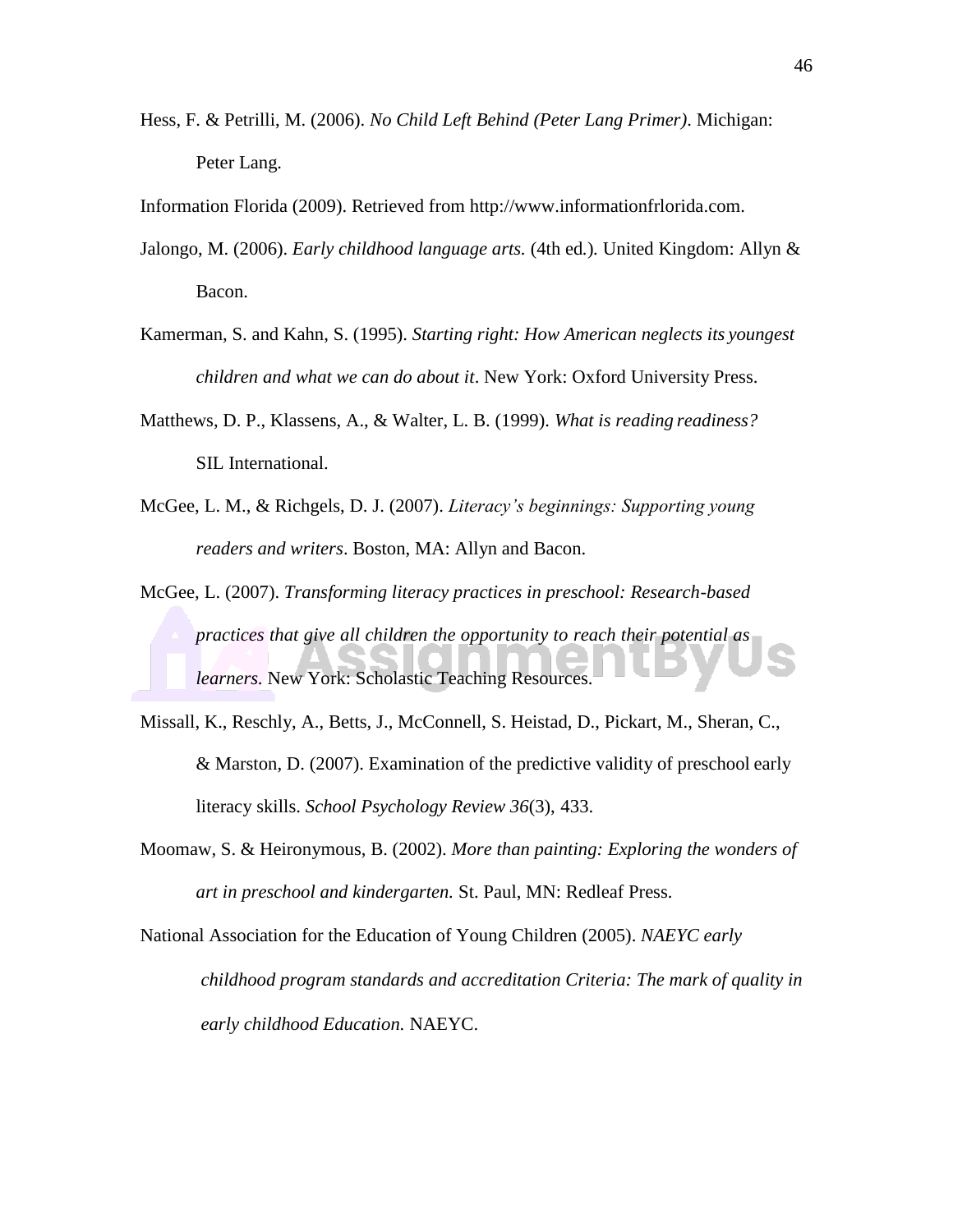Hess, F. & Petrilli, M. (2006). *No Child Left Behind (Peter Lang Primer)*. Michigan: Peter Lang.

Information Florida (2009). Retrieved from http://www.informationfrlorida.com.

Jalongo, M. (2006). *Early childhood language arts.* (4th ed*.*)*.* United Kingdom: Allyn & Bacon.

Kamerman, S. and Kahn, S. (1995). *Starting right: How American neglects its youngest children and what we can do about it*. New York: Oxford University Press.

Matthews, D. P., Klassens, A., & Walter, L. B. (1999). *What is reading readiness?* SIL International.

McGee, L. M., & Richgels, D. J. (2007). *Literacy's beginnings: Supporting young readers and writers*. Boston, MA: Allyn and Bacon.

McGee, L. (2007). *Transforming literacy practices in preschool: Research-based practices that give all children the opportunity to reach their potential as learners*. New York: Scholastic Teaching Resources.

Missall, K., Reschly, A., Betts, J., McConnell, S. Heistad, D., Pickart, M., Sheran, C., & Marston, D. (2007). Examination of the predictive validity of preschool early literacy skills. *School Psychology Review 36*(3), 433.

Moomaw, S. & Heironymous, B. (2002). *More than painting: Exploring the wonders of art in preschool and kindergarten.* St. Paul, MN: Redleaf Press.

National Association for the Education of Young Children (2005). *NAEYC early childhood program standards and accreditation Criteria: The mark of quality in early childhood Education.* NAEYC.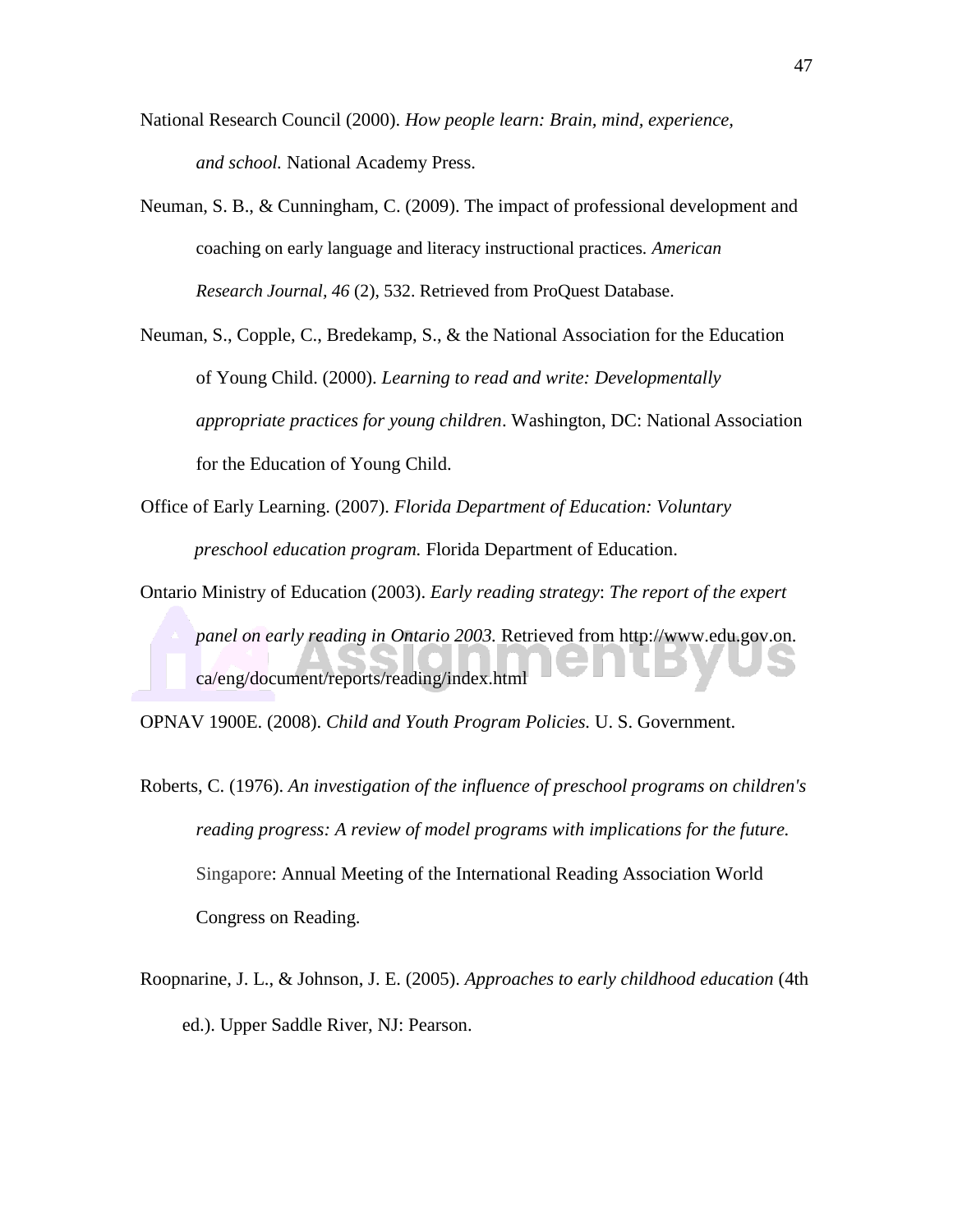National Research Council (2000). *How people learn: Brain, mind, experience, and school.* National Academy Press.

Neuman, S. B., & Cunningham, C. (2009). The impact of professional development and coaching on early language and literacy instructional practices. *American Research Journal, 46* (2), 532. Retrieved from ProQuest Database.

Neuman, S., Copple, C., Bredekamp, S., & the National Association for the Education of Young Child. (2000). *Learning to read and write: Developmentally appropriate practices for young children*. Washington, DC: National Association for the Education of Young Child.

Office of Early Learning. (2007). *Florida Department of Education: Voluntary preschool education program.* Florida Department of Education.

Ontario Ministry of Education (2003). *Early reading strategy*: *The report of the expert panel on early reading in Ontario 2003.* Retrieved from http://www.edu.gov.on.ca/eng/document/reports/reading/index.html

OPNAV 1900E. (2008). *Child and Youth Program Policies.* U. S. Government.

Roberts, C. (1976). *An investigation of the influence of preschool programs on children's reading progress: A review of model programs with implications for the future.* Singapore: Annual Meeting of the International Reading Association World Congress on Reading.

Roopnarine, J. L., & Johnson, J. E. (2005). *Approaches to early childhood education* (4th ed.). Upper Saddle River, NJ: Pearson.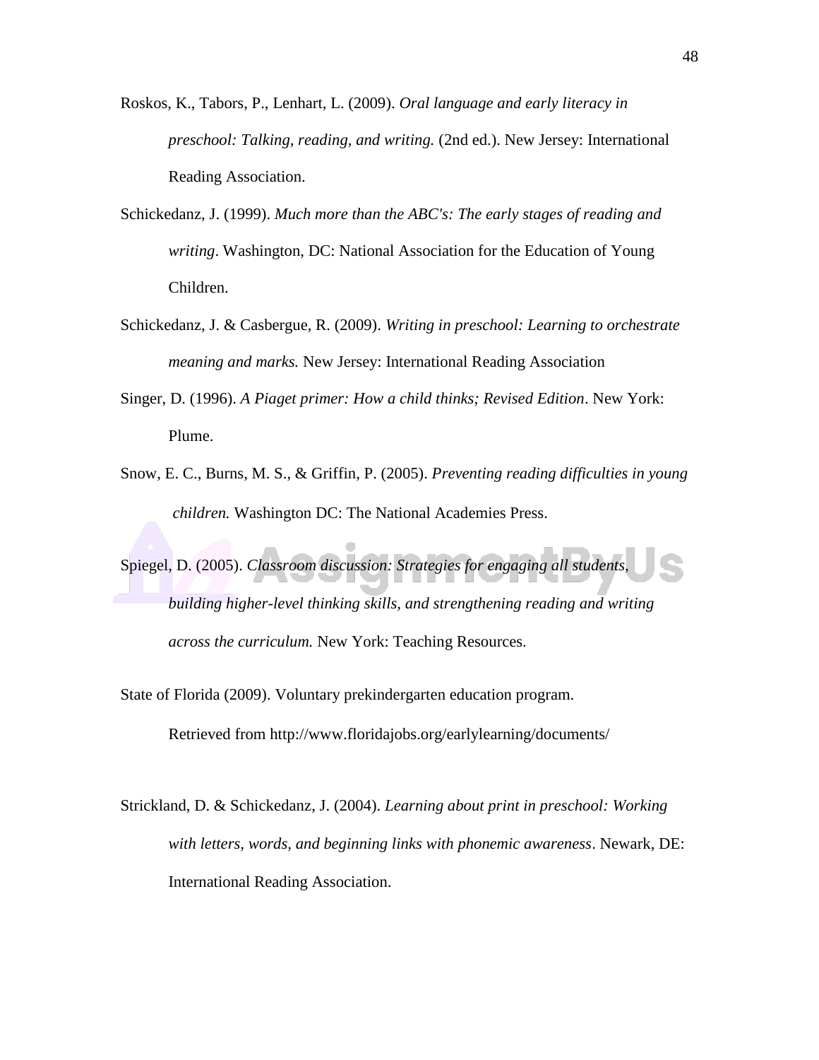Roskos, K., Tabors, P., Lenhart, L. (2009). *Oral language and early literacy in preschool: Talking, reading, and writing.* (2nd ed.). New Jersey: International Reading Association.

Schickedanz, J. (1999). *Much more than the ABC's: The early stages of reading and writing*. Washington, DC: National Association for the Education of Young Children.

Schickedanz, J. & Casbergue, R. (2009). *Writing in preschool: Learning to orchestrate meaning and marks.* New Jersey: International Reading Association

Singer, D. (1996). *A Piaget primer: How a child thinks; Revised Edition*. New York: Plume.

Snow, E. C., Burns, M. S., & Griffin, P. (2005). *Preventing reading difficulties in young children.* Washington DC: The National Academies Press.

Spiegel, D. (2005). *Classroom discussion: Strategies for engaging all students, building higher-level thinking skills, and strengthening reading and writing across the curriculum.* New York: Teaching Resources.

State of Florida (2009). Voluntary prekindergarten education program. Retrieved from http://www.floridajobs.org/earlylearning/documents/

Strickland, D. & Schickedanz, J. (2004). *Learning about print in preschool: Working with letters, words, and beginning links with phonemic awareness*. Newark, DE: International Reading Association.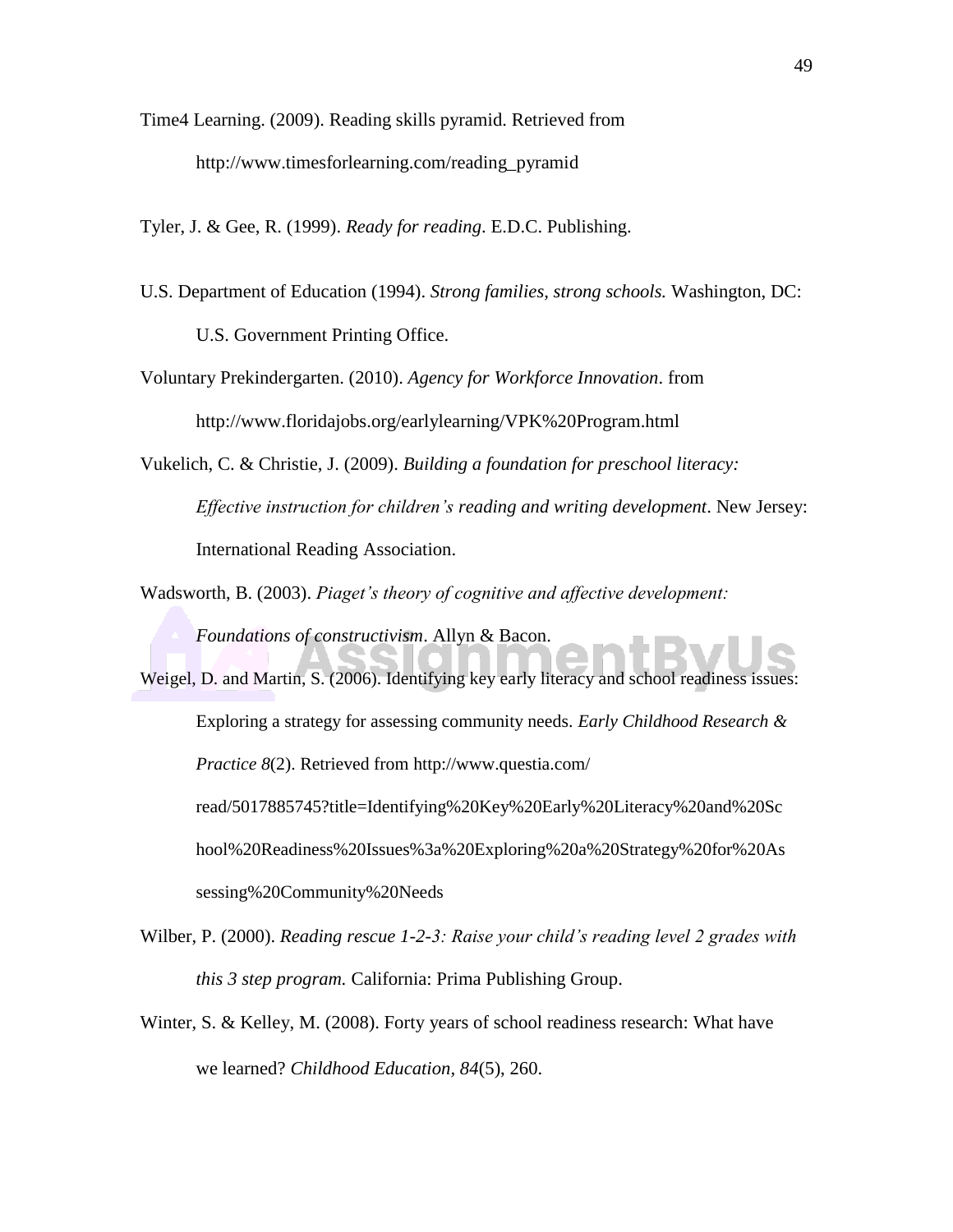Time4 Learning. (2009). Reading skills pyramid. Retrieved from http://www.timesforlearning.com/reading_pyramid

Tyler, J. & Gee, R. (1999). *Ready for reading*. E.D.C. Publishing.

U.S. Department of Education (1994). *Strong families, strong schools.* Washington, DC: U.S. Government Printing Office.

Voluntary Prekindergarten. (2010). *Agency for Workforce Innovation*. from http://www.floridajobs.org/earlylearning/VPK%20Program.html

Vukelich, C. & Christie, J. (2009). *Building a foundation for preschool literacy: Effective instruction for children's reading and writing development*. New Jersey: International Reading Association.

Wadsworth, B. (2003). *Piaget's theory of cognitive and affective development: Foundations of constructivism*. Allyn & Bacon.

Weigel, D. and Martin, S. (2006). Identifying key early literacy and school readiness issues: Exploring a strategy for assessing community needs. *Early Childhood Research & Practice 8*(2). Retrieved from http://www.questia.com/read/5017885745?title=Identifying%20Key%20Early%20Literacy%20and%20School%20Readiness%20Issues%3a%20Exploring%20a%20Strategy%20for%20Assessing%20Community%20Needs

Wilber, P. (2000). *Reading rescue 1-2-3: Raise your child's reading level 2 grades with this 3 step program.* California: Prima Publishing Group.

Winter, S. & Kelley, M. (2008). Forty years of school readiness research: What have we learned? *Childhood Education, 84*(5), 260.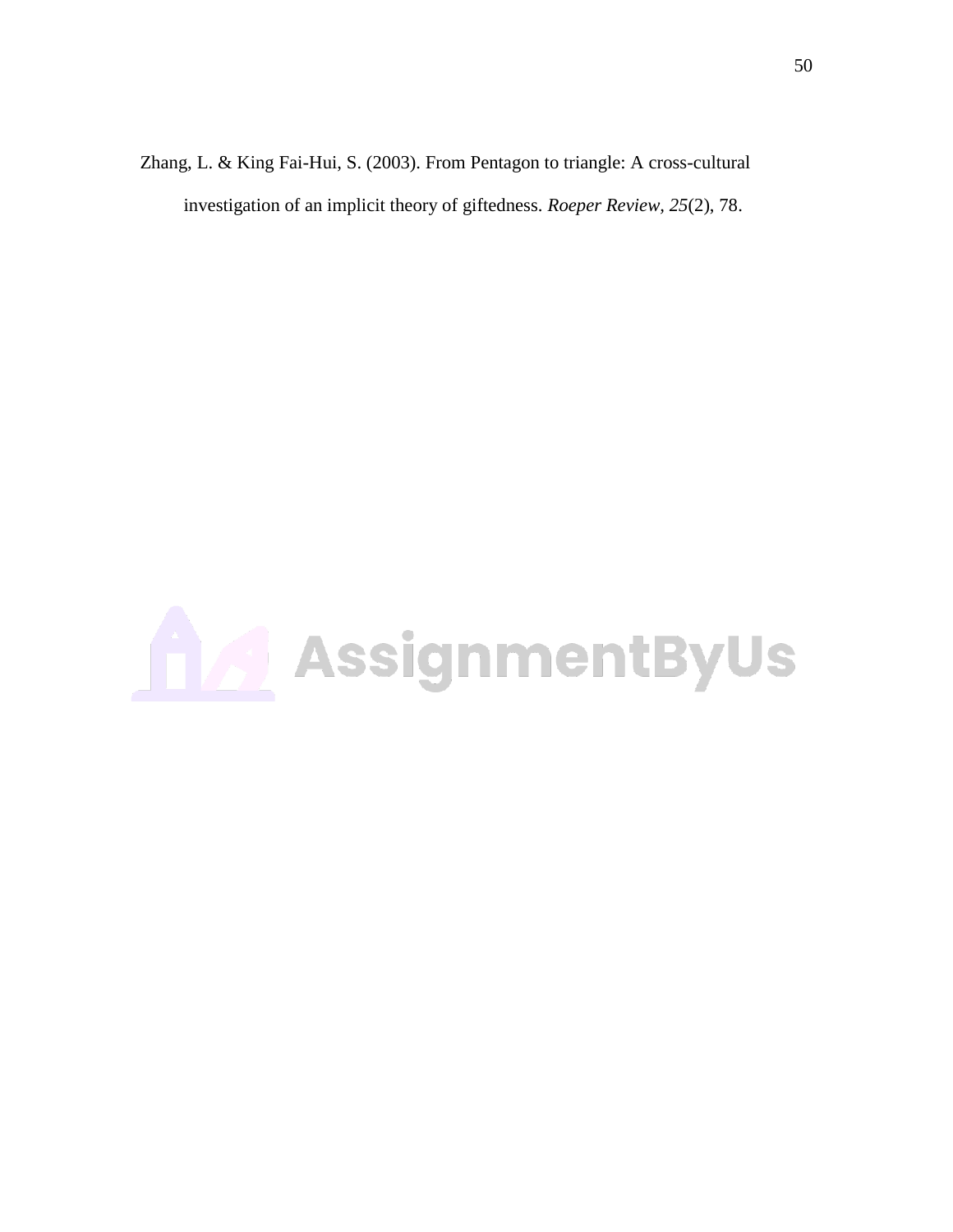Zhang, L. & King Fai-Hui, S. (2003). From Pentagon to triangle: A cross-cultural investigation of an implicit theory of giftedness. *Roeper Review, 25*(2), 78.